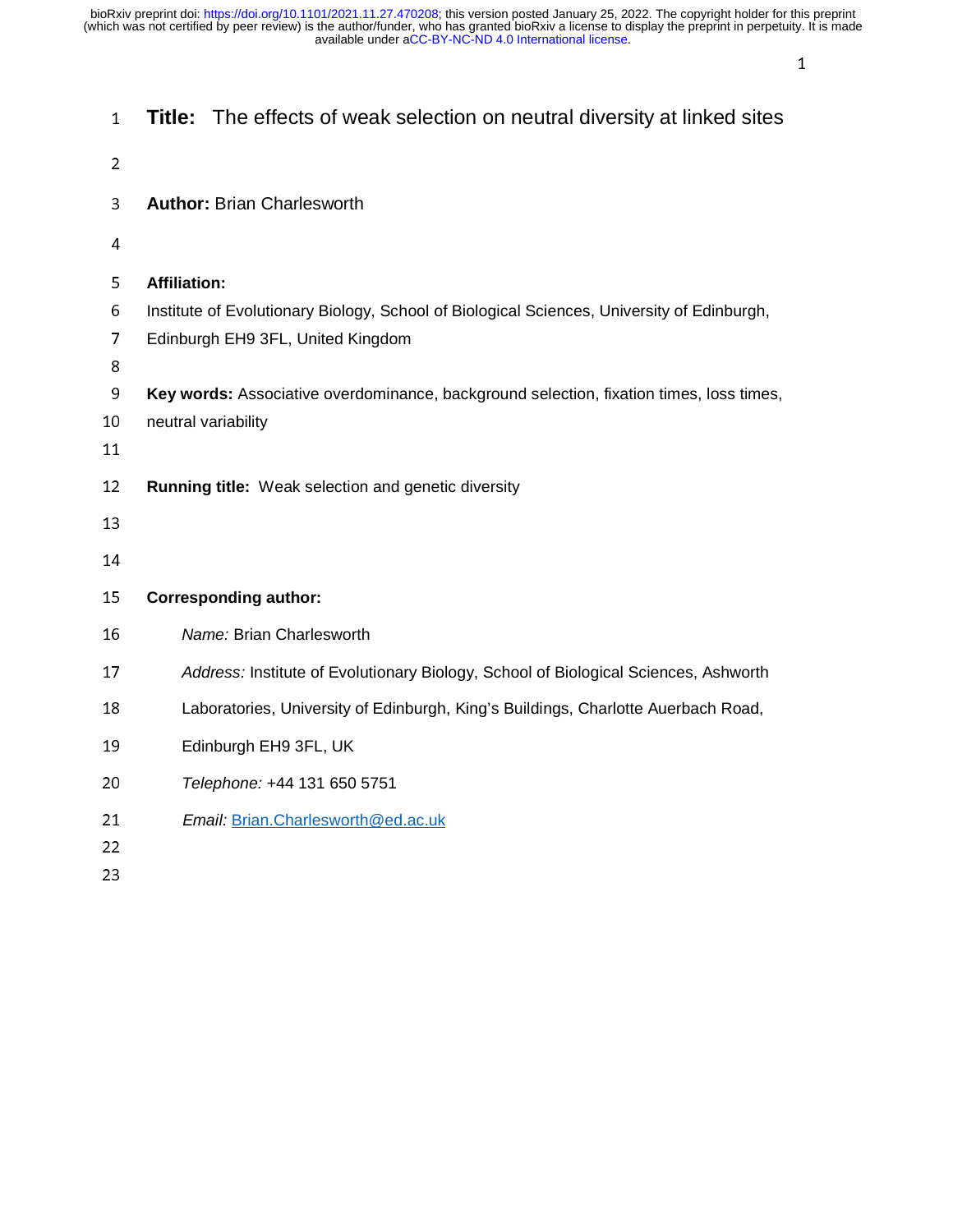**Title:** The effects of weak selection on neutral diversity at linked sites

**Author:** Brian Charlesworth

**Affiliation:**

Institute of Evolutionary Biology, School of Biological Sciences, University of Edinburgh, Edinburgh EH9 3FL, United Kingdom

**Key words:** Associative overdominance, background selection, fixation times, loss times, neutral variability

**Running title:** Weak selection and genetic diversity

**Corresponding author:**

*Name:* Brian Charlesworth

*Address:* Institute of Evolutionary Biology, School of Biological Sciences, Ashworth Laboratories, University of Edinburgh, King's Buildings, Charlotte Auerbach Road, Edinburgh EH9 3FL, UK

*Telephone:* +44 131 650 5751

*Email:* Brian.Charlesworth@ed.ac.uk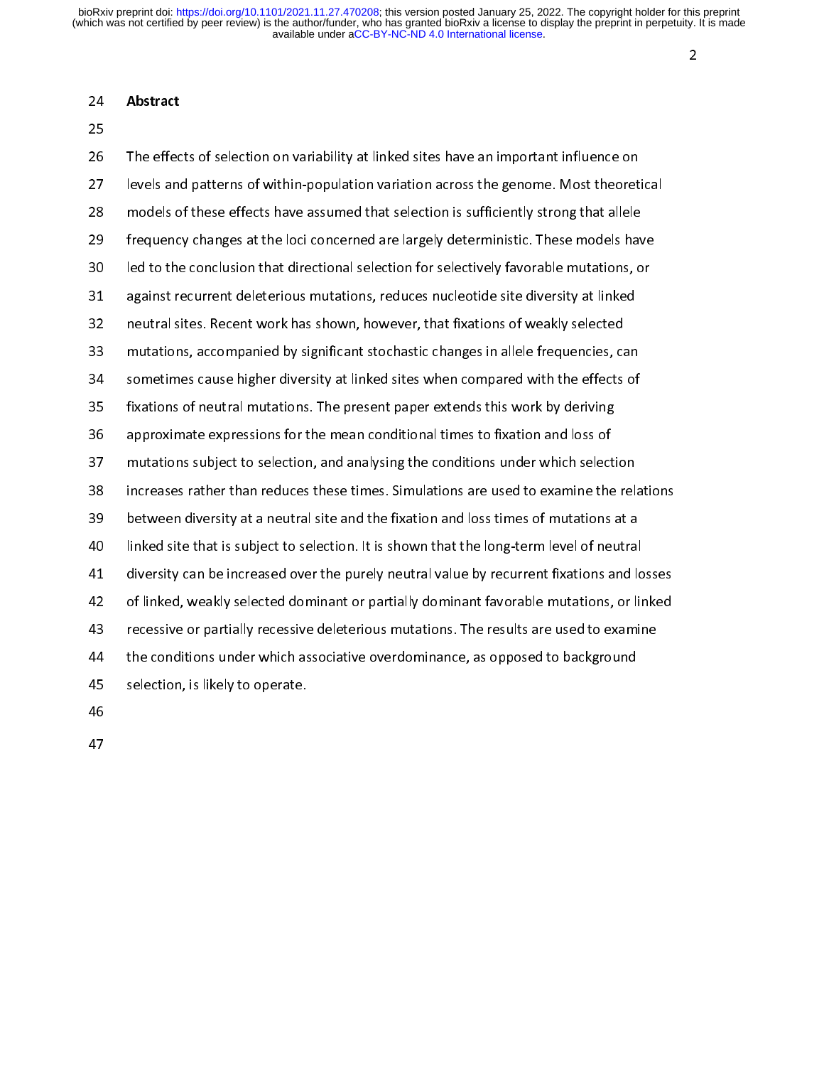## Abstract

The effects of selection on variability at linked sites have an important influence on levels and patterns of within-population variation across the genome. Most theoretical models of these effects have assumed that selection is sufficiently strong that allele frequency changes at the loci concerned are largely deterministic. These models have led to the conclusion that directional selection for selectively favorable mutations, or against recurrent deleterious mutations, reduces nucleotide site diversity at linked neutral sites. Recent work has shown, however, that fixations of weakly selected mutations, accompanied by significant stochastic changes in allele frequencies, can sometimes cause higher diversity at linked sites when compared with the effects of fixations of neutral mutations. The present paper extends this work by deriving approximate expressions for the mean conditional times to fixation and loss of mutations subject to selection, and analysing the conditions under which selection increases rather than reduces these times. Simulations are used to examine the relations between diversity at a neutral site and the fixation and loss times of mutations at a linked site that is subject to selection. It is shown that the long-term level of neutral diversity can be increased over the purely neutral value by recurrent fixations and losses of linked, weakly selected dominant or partially dominant favorable mutations, or linked recessive or partially recessive deleterious mutations. The results are used to examine the conditions under which associative overdominance, as opposed to background selection, is likely to operate.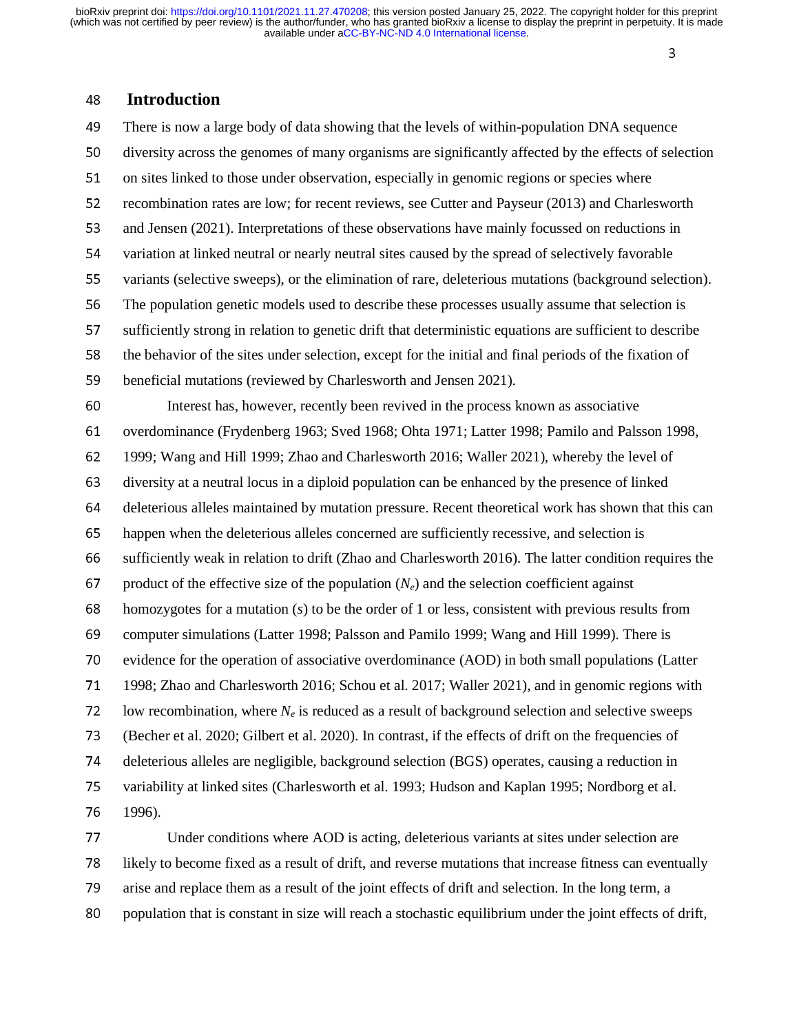## Introduction

There is now a large body of data showing that the levels of within-population DNA sequence diversity across the genomes of many organisms are significantly affected by the effects of selection on sites linked to those under observation, especially in genomic regions or species where recombination rates are low; for recent reviews, see Cutter and Payseur (2013) and Charlesworth and Jensen (2021). Interpretations of these observations have mainly focussed on reductions in variation at linked neutral or nearly neutral sites caused by the spread of selectively favorable variants (selective sweeps), or the elimination of rare, deleterious mutations (background selection). The population genetic models used to describe these processes usually assume that selection is sufficiently strong in relation to genetic drift that deterministic equations are sufficient to describe the behavior of the sites under selection, except for the initial and final periods of the fixation of beneficial mutations (reviewed by Charlesworth and Jensen 2021).

Interest has, however, recently been revived in the process known as associative overdominance (Frydenberg 1963; Sved 1968; Ohta 1971; Latter 1998; Pamilo and Palsson 1998, 1999; Wang and Hill 1999; Zhao and Charlesworth 2016; Waller 2021), whereby the level of diversity at a neutral locus in a diploid population can be enhanced by the presence of linked deleterious alleles maintained by mutation pressure. Recent theoretical work has shown that this can happen when the deleterious alleles concerned are sufficiently recessive, and selection is sufficiently weak in relation to drift (Zhao and Charlesworth 2016). The latter condition requires the product of the effective size of the population ($N_e$) and the selection coefficient against homozygotes for a mutation ($s$) to be the order of 1 or less, consistent with previous results from computer simulations (Latter 1998; Palsson and Pamilo 1999; Wang and Hill 1999). There is evidence for the operation of associative overdominance (AOD) in both small populations (Latter 1998; Zhao and Charlesworth 2016; Schou et al. 2017; Waller 2021), and in genomic regions with low recombination, where $N_e$ is reduced as a result of background selection and selective sweeps (Becher et al. 2020; Gilbert et al. 2020). In contrast, if the effects of drift on the frequencies of deleterious alleles are negligible, background selection (BGS) operates, causing a reduction in variability at linked sites (Charlesworth et al. 1993; Hudson and Kaplan 1995; Nordborg et al. 1996).

Under conditions where AOD is acting, deleterious variants at sites under selection are likely to become fixed as a result of drift, and reverse mutations that increase fitness can eventually arise and replace them as a result of the joint effects of drift and selection. In the long term, a population that is constant in size will reach a stochastic equilibrium under the joint effects of drift,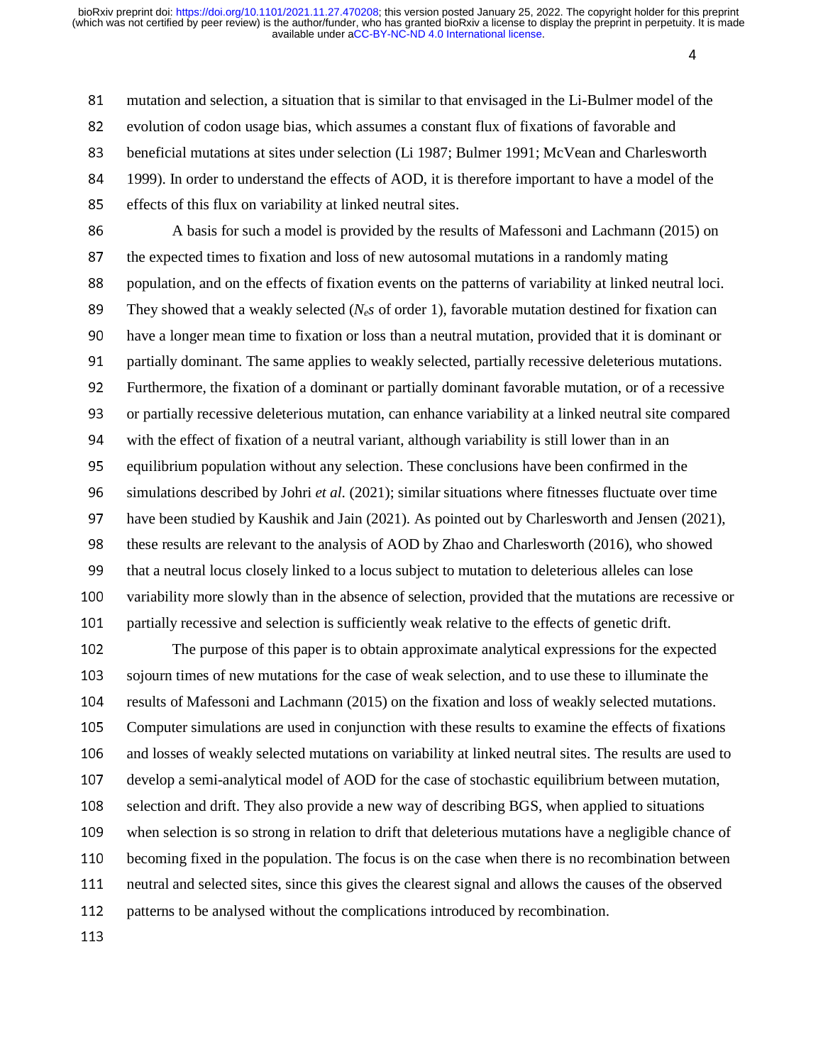mutation and selection, a situation that is similar to that envisaged in the Li-Bulmer model of the evolution of codon usage bias, which assumes a constant flux of fixations of favorable and beneficial mutations at sites under selection (Li 1987; Bulmer 1991; McVean and Charlesworth 1999). In order to understand the effects of AOD, it is therefore important to have a model of the effects of this flux on variability at linked neutral sites.

A basis for such a model is provided by the results of Mafessoni and Lachmann (2015) on the expected times to fixation and loss of new autosomal mutations in a randomly mating population, and on the effects of fixation events on the patterns of variability at linked neutral loci. They showed that a weakly selected ($N_e s$ of order 1), favorable mutation destined for fixation can have a longer mean time to fixation or loss than a neutral mutation, provided that it is dominant or partially dominant. The same applies to weakly selected, partially recessive deleterious mutations. Furthermore, the fixation of a dominant or partially dominant favorable mutation, or of a recessive or partially recessive deleterious mutation, can enhance variability at a linked neutral site compared with the effect of fixation of a neutral variant, although variability is still lower than in an equilibrium population without any selection. These conclusions have been confirmed in the simulations described by Johri *et al*. (2021); similar situations where fitnesses fluctuate over time have been studied by Kaushik and Jain (2021). As pointed out by Charlesworth and Jensen (2021), these results are relevant to the analysis of AOD by Zhao and Charlesworth (2016), who showed that a neutral locus closely linked to a locus subject to mutation to deleterious alleles can lose variability more slowly than in the absence of selection, provided that the mutations are recessive or partially recessive and selection is sufficiently weak relative to the effects of genetic drift.

The purpose of this paper is to obtain approximate analytical expressions for the expected sojourn times of new mutations for the case of weak selection, and to use these to illuminate the results of Mafessoni and Lachmann (2015) on the fixation and loss of weakly selected mutations. Computer simulations are used in conjunction with these results to examine the effects of fixations and losses of weakly selected mutations on variability at linked neutral sites. The results are used to develop a semi-analytical model of AOD for the case of stochastic equilibrium between mutation, selection and drift. They also provide a new way of describing BGS, when applied to situations when selection is so strong in relation to drift that deleterious mutations have a negligible chance of becoming fixed in the population. The focus is on the case when there is no recombination between neutral and selected sites, since this gives the clearest signal and allows the causes of the observed patterns to be analysed without the complications introduced by recombination.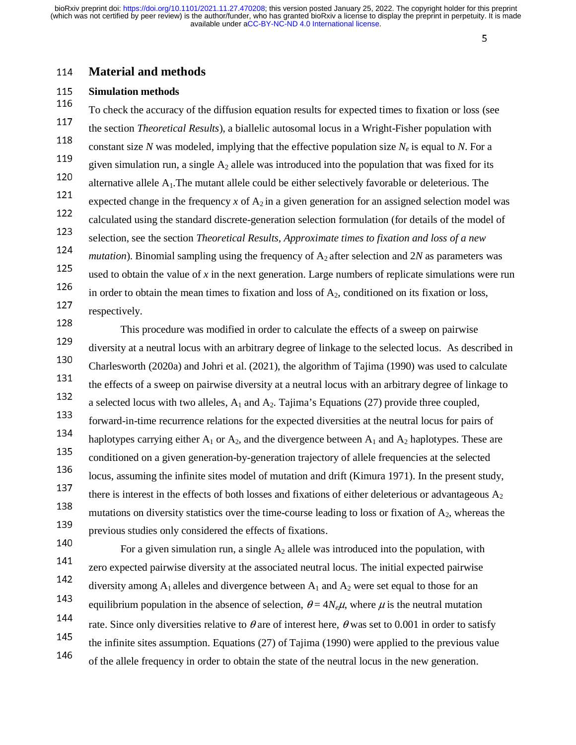# Material and methods

## Simulation methods

To check the accuracy of the diffusion equation results for expected times to fixation or loss (see the section *Theoretical Results*), a biallelic autosomal locus in a Wright-Fisher population with constant size $N$ was modeled, implying that the effective population size $N_e$ is equal to $N$. For a given simulation run, a single $A_2$ allele was introduced into the population that was fixed for its alternative allele $A_1$.The mutant allele could be either selectively favorable or deleterious. The expected change in the frequency $x$ of $A_2$ in a given generation for an assigned selection model was calculated using the standard discrete-generation selection formulation (for details of the model of selection, see the section *Theoretical Results*, *Approximate times to fixation and loss of a new mutation*). Binomial sampling using the frequency of $A_2$ after selection and $2N$ as parameters was used to obtain the value of $x$ in the next generation. Large numbers of replicate simulations were run in order to obtain the mean times to fixation and loss of $A_2$, conditioned on its fixation or loss, respectively.

This procedure was modified in order to calculate the effects of a sweep on pairwise diversity at a neutral locus with an arbitrary degree of linkage to the selected locus. As described in Charlesworth (2020a) and Johri et al. (2021), the algorithm of Tajima (1990) was used to calculate the effects of a sweep on pairwise diversity at a neutral locus with an arbitrary degree of linkage to a selected locus with two alleles, $A_1$ and $A_2$. Tajima's Equations (27) provide three coupled, forward-in-time recurrence relations for the expected diversities at the neutral locus for pairs of haplotypes carrying either $A_1$ or $A_2$, and the divergence between $A_1$ and $A_2$ haplotypes. These are conditioned on a given generation-by-generation trajectory of allele frequencies at the selected locus, assuming the infinite sites model of mutation and drift (Kimura 1971). In the present study, there is interest in the effects of both losses and fixations of either deleterious or advantageous $A_2$ mutations on diversity statistics over the time-course leading to loss or fixation of $A_2$, whereas the previous studies only considered the effects of fixations.

For a given simulation run, a single $A_2$ allele was introduced into the population, with zero expected pairwise diversity at the associated neutral locus. The initial expected pairwise diversity among $A_1$ alleles and divergence between $A_1$ and $A_2$ were set equal to those for an equilibrium population in the absence of selection, $\theta = 4N_e\mu$, where $\mu$ is the neutral mutation rate. Since only diversities relative to $\theta$ are of interest here, $\theta$ was set to 0.001 in order to satisfy the infinite sites assumption. Equations (27) of Tajima (1990) were applied to the previous value of the allele frequency in order to obtain the state of the neutral locus in the new generation.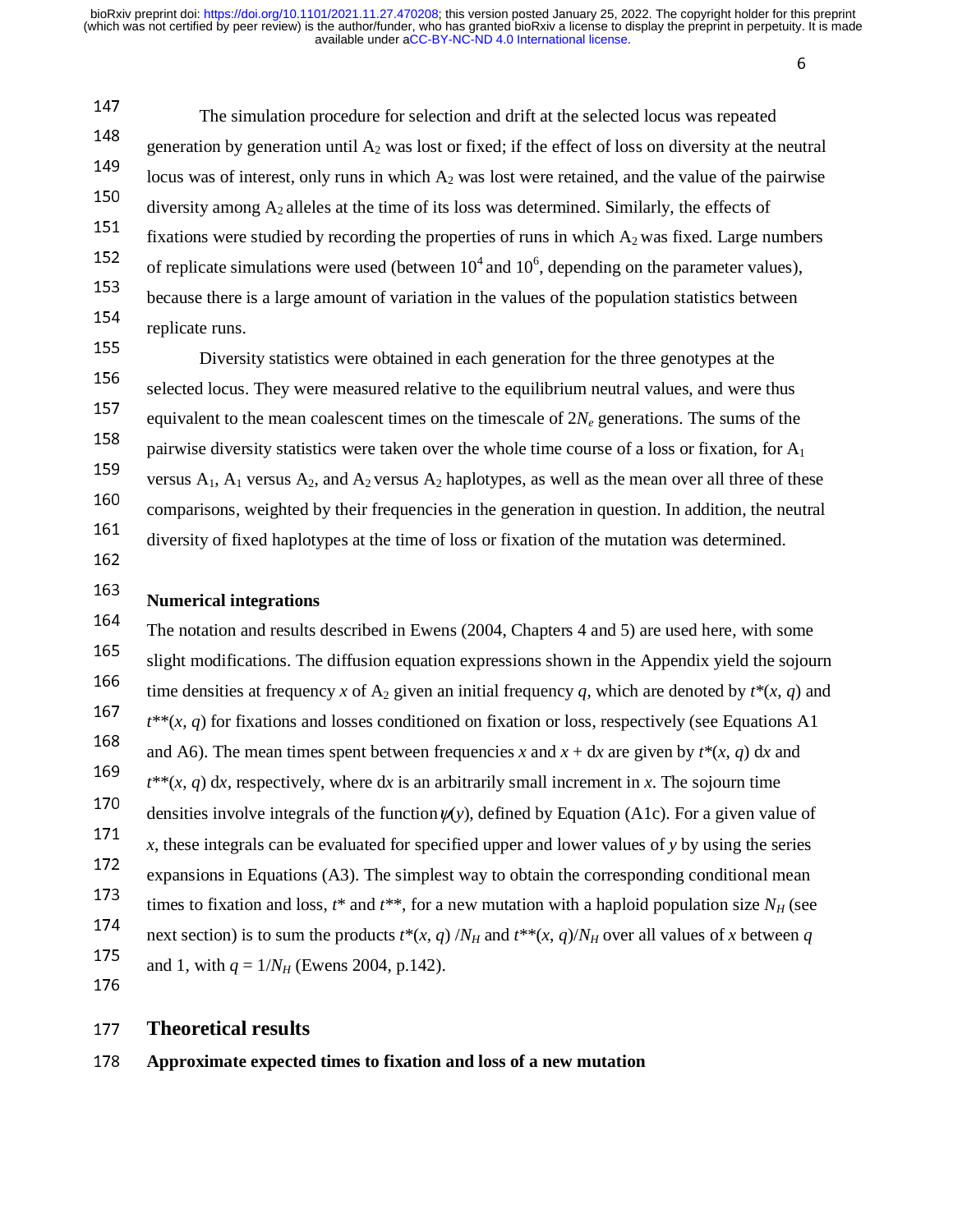The simulation procedure for selection and drift at the selected locus was repeated generation by generation until $A_2$ was lost or fixed; if the effect of loss on diversity at the neutral locus was of interest, only runs in which $A_2$ was lost were retained, and the value of the pairwise diversity among $A_2$ alleles at the time of its loss was determined. Similarly, the effects of fixations were studied by recording the properties of runs in which $A_2$ was fixed. Large numbers of replicate simulations were used (between $10^4$ and $10^6$, depending on the parameter values), because there is a large amount of variation in the values of the population statistics between replicate runs.

Diversity statistics were obtained in each generation for the three genotypes at the selected locus. They were measured relative to the equilibrium neutral values, and were thus equivalent to the mean coalescent times on the timescale of $2N_e$ generations. The sums of the pairwise diversity statistics were taken over the whole time course of a loss or fixation, for $A_1$ versus $A_1$, $A_1$ versus $A_2$, and $A_2$ versus $A_2$ haplotypes, as well as the mean over all three of these comparisons, weighted by their frequencies in the generation in question. In addition, the neutral diversity of fixed haplotypes at the time of loss or fixation of the mutation was determined.

**Numerical integrations**

The notation and results described in Ewens (2004, Chapters 4 and 5) are used here, with some slight modifications. The diffusion equation expressions shown in the Appendix yield the sojourn time densities at frequency $x$ of $A_2$ given an initial frequency $q$, which are denoted by $t^*(x, q)$ and $t^{**}(x, q)$ for fixations and losses conditioned on fixation or loss, respectively (see Equations A1 and A6). The mean times spent between frequencies $x$ and $x + \mathrm{d}x$ are given by $t^*(x, q)\,\mathrm{d}x$ and $t^{**}(x, q)\,\mathrm{d}x$, respectively, where $\mathrm{d}x$ is an arbitrarily small increment in $x$. The sojourn time densities involve integrals of the function $\psi(y)$, defined by Equation (A1c). For a given value of $x$, these integrals can be evaluated for specified upper and lower values of $y$ by using the series expansions in Equations (A3). The simplest way to obtain the corresponding conditional mean times to fixation and loss, $t^*$ and $t^{**}$, for a new mutation with a haploid population size $N_H$ (see next section) is to sum the products $t^*(x, q)/N_H$ and $t^{**}(x, q)/N_H$ over all values of $x$ between $q$ and 1, with $q = 1/N_H$ (Ewens 2004, p.142).

# Theoretical results

**Approximate expected times to fixation and loss of a new mutation**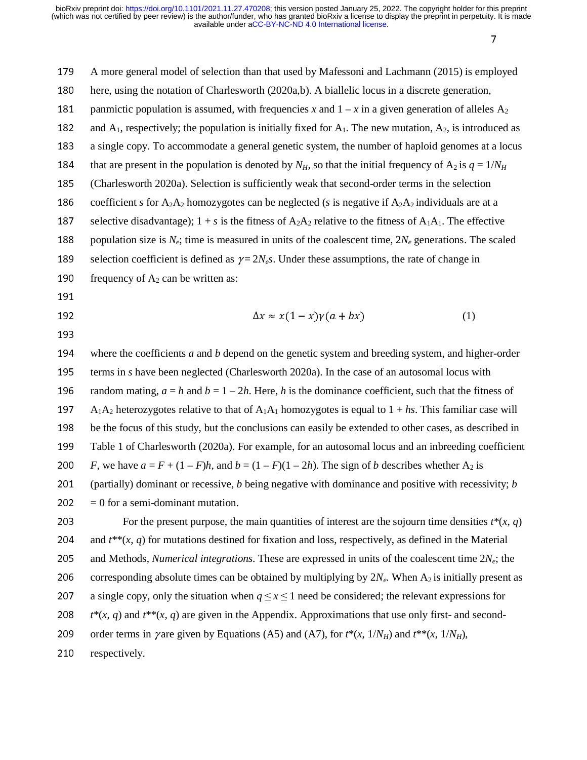A more general model of selection than that used by Mafessoni and Lachmann (2015) is employed here, using the notation of Charlesworth (2020a,b). A biallelic locus in a discrete generation, panmictic population is assumed, with frequencies $x$ and $1 - x$ in a given generation of alleles $A_2$ and $A_1$, respectively; the population is initially fixed for $A_1$. The new mutation, $A_2$, is introduced as a single copy. To accommodate a general genetic system, the number of haploid genomes at a locus that are present in the population is denoted by $N_H$, so that the initial frequency of $A_2$ is $q = 1/N_H$ (Charlesworth 2020a). Selection is sufficiently weak that second-order terms in the selection coefficient $s$ for $A_2A_2$ homozygotes can be neglected ($s$ is negative if $A_2A_2$ individuals are at a selective disadvantage); $1 + s$ is the fitness of $A_2A_2$ relative to the fitness of $A_1A_1$. The effective population size is $N_e$; time is measured in units of the coalescent time, $2N_e$ generations. The scaled selection coefficient is defined as $\gamma = 2N_e s$. Under these assumptions, the rate of change in frequency of $A_2$ can be written as:

$$\Delta x \approx x(1 - x)\gamma(a + bx) \tag{1}$$

where the coefficients $a$ and $b$ depend on the genetic system and breeding system, and higher-order terms in $s$ have been neglected (Charlesworth 2020a). In the case of an autosomal locus with random mating, $a = h$ and $b = 1 - 2h$. Here, $h$ is the dominance coefficient, such that the fitness of $A_1A_2$ heterozygotes relative to that of $A_1A_1$ homozygotes is equal to $1 + hs$. This familiar case will be the focus of this study, but the conclusions can easily be extended to other cases, as described in Table 1 of Charlesworth (2020a). For example, for an autosomal locus and an inbreeding coefficient $F$, we have $a = F + (1 - F)h$, and $b = (1 - F)(1 - 2h)$. The sign of $b$ describes whether $A_2$ is (partially) dominant or recessive, $b$ being negative with dominance and positive with recessivity; $b = 0$ for a semi-dominant mutation.

For the present purpose, the main quantities of interest are the sojourn time densities $t^*(x, q)$ and $t^{**}(x, q)$ for mutations destined for fixation and loss, respectively, as defined in the Material and Methods, *Numerical integrations*. These are expressed in units of the coalescent time $2N_e$; the corresponding absolute times can be obtained by multiplying by $2N_e$. When $A_2$ is initially present as a single copy, only the situation when $q \leq x \leq 1$ need be considered; the relevant expressions for $t^*(x, q)$ and $t^{**}(x, q)$ are given in the Appendix. Approximations that use only first- and second-order terms in $\gamma$ are given by Equations (A5) and (A7), for $t^*(x, 1/N_H)$ and $t^{**}(x, 1/N_H)$, respectively.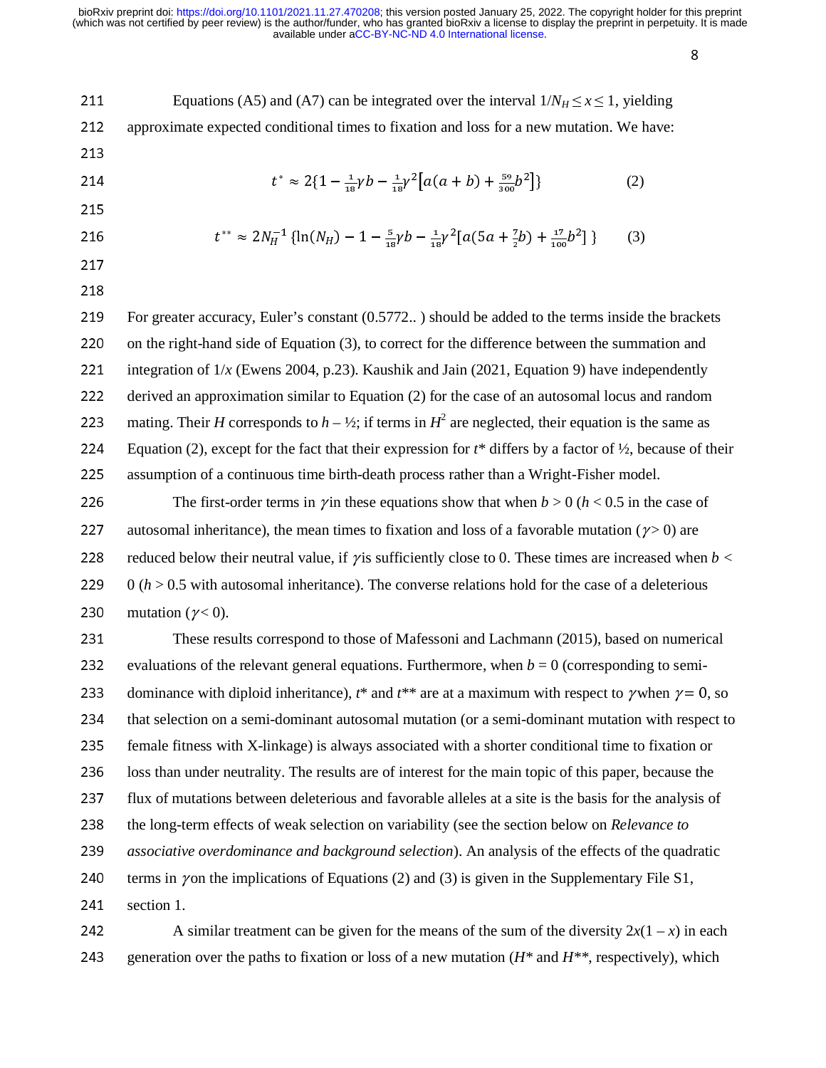Equations (A5) and (A7) can be integrated over the interval $1/N_H \leq x \leq 1$, yielding approximate expected conditional times to fixation and loss for a new mutation. We have:

$$t^* \approx 2\{1 - \tfrac{1}{18}\gamma b - \tfrac{1}{18}\gamma^2[a(a+b) + \tfrac{59}{300}b^2]\} \qquad (2)$$

$$t^{**} \approx 2N_H^{-1}\,\{\ln(N_H) - 1 - \tfrac{5}{18}\gamma b - \tfrac{1}{18}\gamma^2[a(5a + \tfrac{7}{2}b) + \tfrac{17}{100}b^2]\,\} \qquad (3)$$

For greater accuracy, Euler's constant (0.5772.. ) should be added to the terms inside the brackets on the right-hand side of Equation (3), to correct for the difference between the summation and integration of $1/x$ (Ewens 2004, p.23). Kaushik and Jain (2021, Equation 9) have independently derived an approximation similar to Equation (2) for the case of an autosomal locus and random mating. Their $H$ corresponds to $h$ – ½; if terms in $H^2$ are neglected, their equation is the same as Equation (2), except for the fact that their expression for $t^*$ differs by a factor of ½, because of their assumption of a continuous time birth-death process rather than a Wright-Fisher model.

The first-order terms in $\gamma$ in these equations show that when $b > 0$ ($h < 0.5$ in the case of autosomal inheritance), the mean times to fixation and loss of a favorable mutation ($\gamma > 0$) are reduced below their neutral value, if $\gamma$ is sufficiently close to 0. These times are increased when $b < 0$ ($h > 0.5$ with autosomal inheritance). The converse relations hold for the case of a deleterious mutation ($\gamma < 0$).

These results correspond to those of Mafessoni and Lachmann (2015), based on numerical evaluations of the relevant general equations. Furthermore, when $b = 0$ (corresponding to semi-dominance with diploid inheritance), $t^*$ and $t^{**}$ are at a maximum with respect to $\gamma$ when $\gamma = 0$, so that selection on a semi-dominant autosomal mutation (or a semi-dominant mutation with respect to female fitness with X-linkage) is always associated with a shorter conditional time to fixation or loss than under neutrality. The results are of interest for the main topic of this paper, because the flux of mutations between deleterious and favorable alleles at a site is the basis for the analysis of the long-term effects of weak selection on variability (see the section below on *Relevance to associative overdominance and background selection*). An analysis of the effects of the quadratic terms in $\gamma$ on the implications of Equations (2) and (3) is given in the Supplementary File S1, section 1.

A similar treatment can be given for the means of the sum of the diversity $2x(1 - x)$ in each generation over the paths to fixation or loss of a new mutation ($H^*$ and $H^{**}$, respectively), which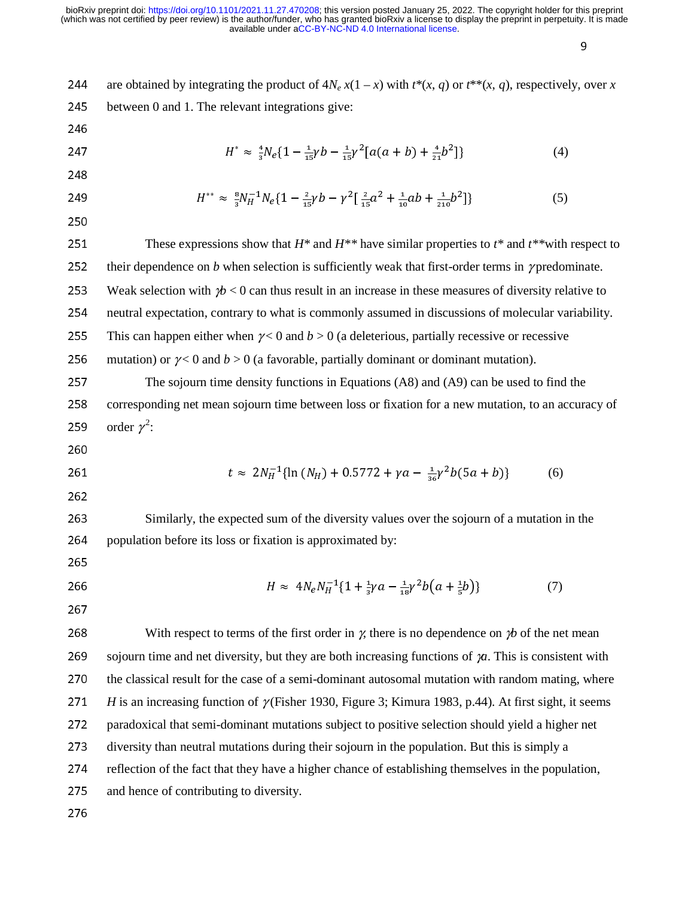are obtained by integrating the product of $4N_e\, x(1 - x)$ with $t^*(x, q)$ or $t^{**}(x, q)$, respectively, over $x$ between 0 and 1. The relevant integrations give:

$$H^* \approx \tfrac{4}{3}N_e\{1 - \tfrac{1}{15}\gamma b - \tfrac{1}{15}\gamma^2[a(a+b) + \tfrac{4}{21}b^2]\} \qquad (4)$$

$$H^{**} \approx \tfrac{8}{3}N_H^{-1}N_e\{1 - \tfrac{2}{15}\gamma b - \gamma^2[\tfrac{2}{15}a^2 + \tfrac{1}{10}ab + \tfrac{1}{210}b^2]\} \qquad (5)$$

These expressions show that $H^*$ and $H^{**}$ have similar properties to $t^*$ and $t^{**}$with respect to their dependence on $b$ when selection is sufficiently weak that first-order terms in $\gamma$ predominate. Weak selection with $\gamma b < 0$ can thus result in an increase in these measures of diversity relative to neutral expectation, contrary to what is commonly assumed in discussions of molecular variability. This can happen either when $\gamma < 0$ and $b > 0$ (a deleterious, partially recessive or recessive mutation) or $\gamma < 0$ and $b > 0$ (a favorable, partially dominant or dominant mutation).

The sojourn time density functions in Equations (A8) and (A9) can be used to find the corresponding net mean sojourn time between loss or fixation for a new mutation, to an accuracy of order $\gamma^2$:

$$t \approx 2N_H^{-1}\{\ln(N_H) + 0.5772 + \gamma a - \tfrac{1}{36}\gamma^2 b(5a + b)\} \qquad (6)$$

Similarly, the expected sum of the diversity values over the sojourn of a mutation in the population before its loss or fixation is approximated by:

$$H \approx 4N_e N_H^{-1}\{1 + \tfrac{1}{3}\gamma a - \tfrac{1}{18}\gamma^2 b\left(a + \tfrac{1}{5}b\right)\} \qquad (7)$$

With respect to terms of the first order in $\gamma$, there is no dependence on $\gamma b$ of the net mean sojourn time and net diversity, but they are both increasing functions of $\gamma a$. This is consistent with the classical result for the case of a semi-dominant autosomal mutation with random mating, where $H$ is an increasing function of $\gamma$ (Fisher 1930, Figure 3; Kimura 1983, p.44). At first sight, it seems paradoxical that semi-dominant mutations subject to positive selection should yield a higher net diversity than neutral mutations during their sojourn in the population. But this is simply a reflection of the fact that they have a higher chance of establishing themselves in the population, and hence of contributing to diversity.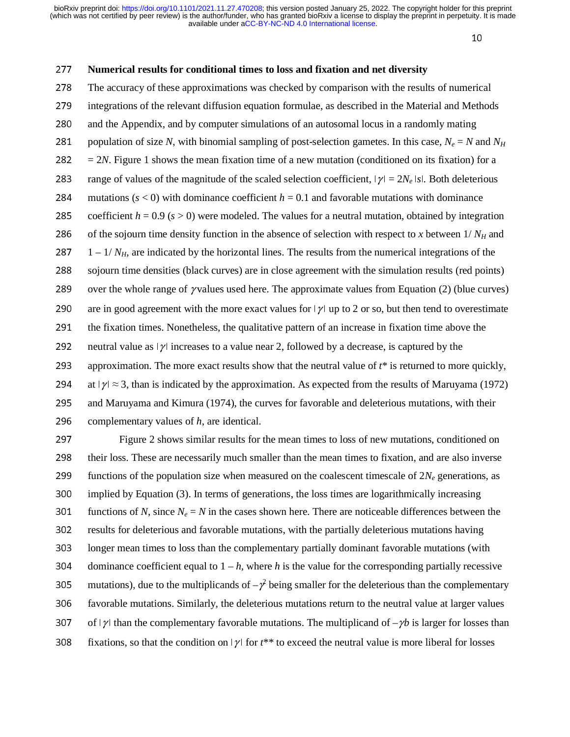**Numerical results for conditional times to loss and fixation and net diversity**

The accuracy of these approximations was checked by comparison with the results of numerical integrations of the relevant diffusion equation formulae, as described in the Material and Methods and the Appendix, and by computer simulations of an autosomal locus in a randomly mating population of size $N$, with binomial sampling of post-selection gametes. In this case, $N_e = N$ and $N_H = 2N$. Figure 1 shows the mean fixation time of a new mutation (conditioned on its fixation) for a range of values of the magnitude of the scaled selection coefficient, $|\gamma| = 2N_e|s|$. Both deleterious mutations ($s < 0$) with dominance coefficient $h = 0.1$ and favorable mutations with dominance coefficient $h = 0.9$ ($s > 0$) were modeled. The values for a neutral mutation, obtained by integration of the sojourn time density function in the absence of selection with respect to $x$ between $1/N_H$ and $1 - 1/N_H$, are indicated by the horizontal lines. The results from the numerical integrations of the sojourn time densities (black curves) are in close agreement with the simulation results (red points) over the whole range of $\gamma$ values used here. The approximate values from Equation (2) (blue curves) are in good agreement with the more exact values for $|\gamma|$ up to 2 or so, but then tend to overestimate the fixation times. Nonetheless, the qualitative pattern of an increase in fixation time above the neutral value as $|\gamma|$ increases to a value near 2, followed by a decrease, is captured by the approximation. The more exact results show that the neutral value of $t^*$ is returned to more quickly, at $|\gamma| \approx 3$, than is indicated by the approximation. As expected from the results of Maruyama (1972) and Maruyama and Kimura (1974), the curves for favorable and deleterious mutations, with their complementary values of $h$, are identical.

Figure 2 shows similar results for the mean times to loss of new mutations, conditioned on their loss. These are necessarily much smaller than the mean times to fixation, and are also inverse functions of the population size when measured on the coalescent timescale of $2N_e$ generations, as implied by Equation (3). In terms of generations, the loss times are logarithmically increasing functions of $N$, since $N_e = N$ in the cases shown here. There are noticeable differences between the results for deleterious and favorable mutations, with the partially deleterious mutations having longer mean times to loss than the complementary partially dominant favorable mutations (with dominance coefficient equal to $1 - h$, where $h$ is the value for the corresponding partially recessive mutations), due to the multiplicands of $-\gamma^2$ being smaller for the deleterious than the complementary favorable mutations. Similarly, the deleterious mutations return to the neutral value at larger values of $|\gamma|$ than the complementary favorable mutations. The multiplicand of $-\gamma b$ is larger for losses than fixations, so that the condition on $|\gamma|$ for $t^{**}$ to exceed the neutral value is more liberal for losses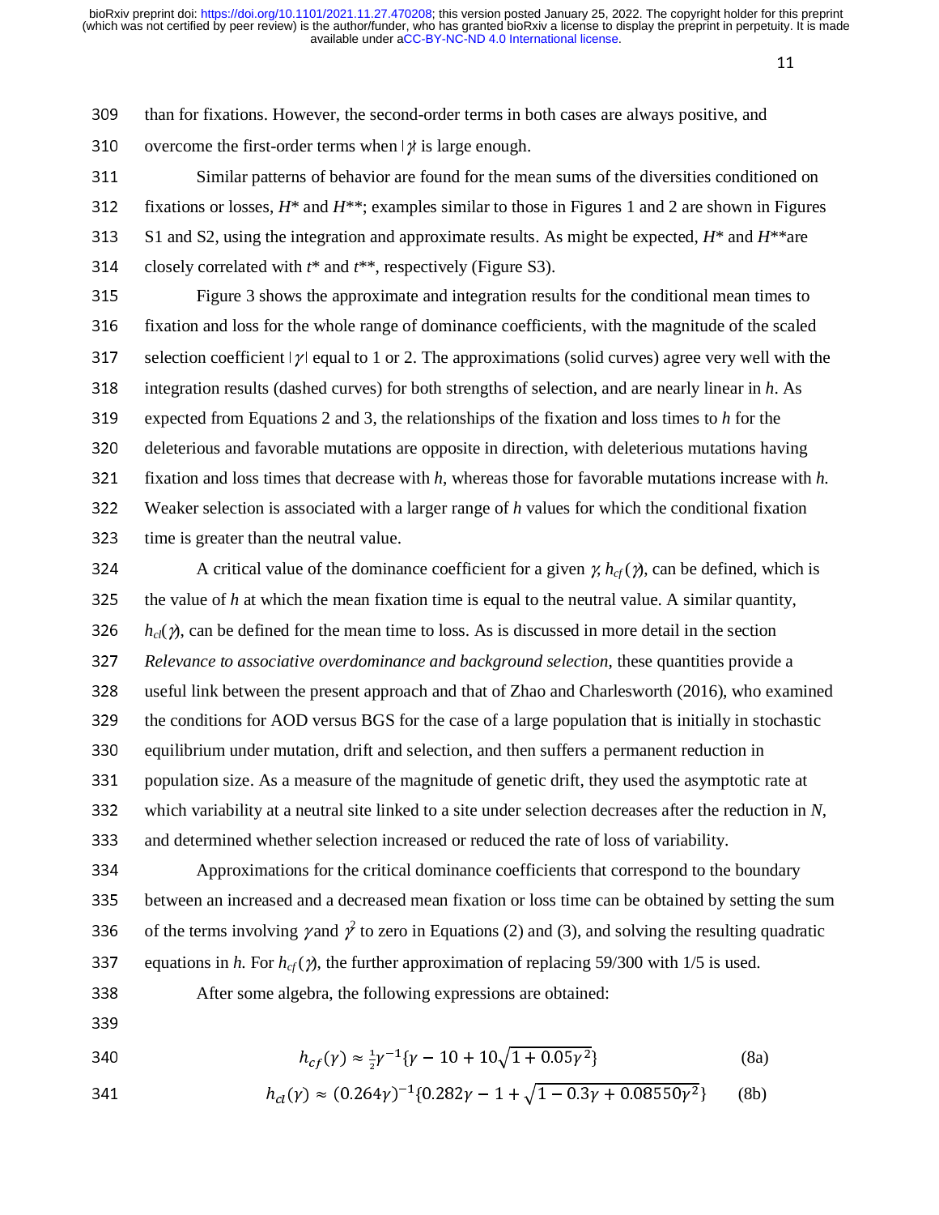than for fixations. However, the second-order terms in both cases are always positive, and overcome the first-order terms when $|\gamma|$ is large enough.

Similar patterns of behavior are found for the mean sums of the diversities conditioned on fixations or losses, $H^*$ and $H^{**}$; examples similar to those in Figures 1 and 2 are shown in Figures S1 and S2, using the integration and approximate results. As might be expected, $H^*$ and $H^{**}$ are closely correlated with $t^*$ and $t^{**}$, respectively (Figure S3).

Figure 3 shows the approximate and integration results for the conditional mean times to fixation and loss for the whole range of dominance coefficients, with the magnitude of the scaled selection coefficient $|\gamma|$ equal to 1 or 2. The approximations (solid curves) agree very well with the integration results (dashed curves) for both strengths of selection, and are nearly linear in $h$. As expected from Equations 2 and 3, the relationships of the fixation and loss times to $h$ for the deleterious and favorable mutations are opposite in direction, with deleterious mutations having fixation and loss times that decrease with $h$, whereas those for favorable mutations increase with $h$. Weaker selection is associated with a larger range of $h$ values for which the conditional fixation time is greater than the neutral value.

A critical value of the dominance coefficient for a given $\gamma$, $h_{cf}(\gamma)$, can be defined, which is the value of $h$ at which the mean fixation time is equal to the neutral value. A similar quantity, $h_{cl}(\gamma)$, can be defined for the mean time to loss. As is discussed in more detail in the section *Relevance to associative overdominance and background selection*, these quantities provide a useful link between the present approach and that of Zhao and Charlesworth (2016), who examined the conditions for AOD versus BGS for the case of a large population that is initially in stochastic equilibrium under mutation, drift and selection, and then suffers a permanent reduction in population size. As a measure of the magnitude of genetic drift, they used the asymptotic rate at which variability at a neutral site linked to a site under selection decreases after the reduction in $N$, and determined whether selection increased or reduced the rate of loss of variability.

Approximations for the critical dominance coefficients that correspond to the boundary between an increased and a decreased mean fixation or loss time can be obtained by setting the sum of the terms involving $\gamma$ and $\gamma^2$ to zero in Equations (2) and (3), and solving the resulting quadratic equations in $h$. For $h_{cf}(\gamma)$, the further approximation of replacing 59/300 with 1/5 is used.

After some algebra, the following expressions are obtained:

$$h_{cf}(\gamma) \approx \tfrac{1}{2}\gamma^{-1}\{\gamma - 10 + 10\sqrt{1 + 0.05\gamma^2}\} \qquad \text{(8a)}$$

$$h_{cl}(\gamma) \approx (0.264\gamma)^{-1}\{0.282\gamma - 1 + \sqrt{1 - 0.3\gamma + 0.08550\gamma^2}\} \qquad \text{(8b)}$$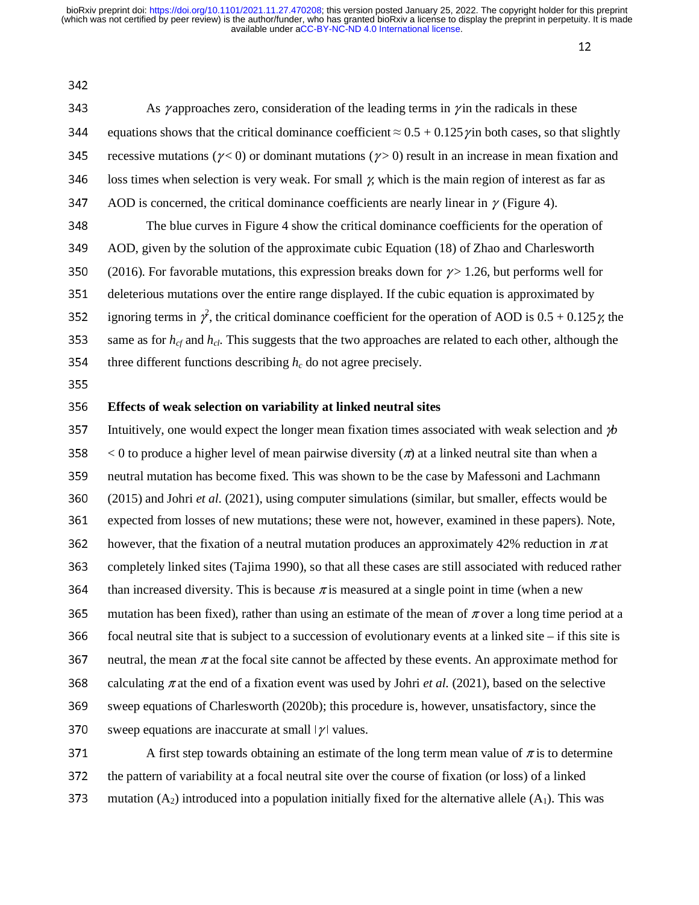As $\gamma$ approaches zero, consideration of the leading terms in $\gamma$ in the radicals in these equations shows that the critical dominance coefficient $\approx 0.5 + 0.125\gamma$ in both cases, so that slightly recessive mutations ($\gamma < 0$) or dominant mutations ($\gamma > 0$) result in an increase in mean fixation and loss times when selection is very weak. For small $\gamma$, which is the main region of interest as far as AOD is concerned, the critical dominance coefficients are nearly linear in $\gamma$ (Figure 4).

The blue curves in Figure 4 show the critical dominance coefficients for the operation of AOD, given by the solution of the approximate cubic Equation (18) of Zhao and Charlesworth (2016). For favorable mutations, this expression breaks down for $\gamma > 1.26$, but performs well for deleterious mutations over the entire range displayed. If the cubic equation is approximated by ignoring terms in $\gamma^2$, the critical dominance coefficient for the operation of AOD is $0.5 + 0.125\gamma$, the same as for $h_{cf}$ and $h_{cl}$. This suggests that the two approaches are related to each other, although the three different functions describing $h_c$ do not agree precisely.

**Effects of weak selection on variability at linked neutral sites**

Intuitively, one would expect the longer mean fixation times associated with weak selection and $\gamma b < 0$ to produce a higher level of mean pairwise diversity ($\pi$) at a linked neutral site than when a neutral mutation has become fixed. This was shown to be the case by Mafessoni and Lachmann (2015) and Johri *et al.* (2021), using computer simulations (similar, but smaller, effects would be expected from losses of new mutations; these were not, however, examined in these papers). Note, however, that the fixation of a neutral mutation produces an approximately 42% reduction in $\pi$ at completely linked sites (Tajima 1990), so that all these cases are still associated with reduced rather than increased diversity. This is because $\pi$ is measured at a single point in time (when a new mutation has been fixed), rather than using an estimate of the mean of $\pi$ over a long time period at a focal neutral site that is subject to a succession of evolutionary events at a linked site – if this site is neutral, the mean $\pi$ at the focal site cannot be affected by these events. An approximate method for calculating $\pi$ at the end of a fixation event was used by Johri *et al.* (2021), based on the selective sweep equations of Charlesworth (2020b); this procedure is, however, unsatisfactory, since the sweep equations are inaccurate at small $|\gamma|$ values.

A first step towards obtaining an estimate of the long term mean value of $\pi$ is to determine the pattern of variability at a focal neutral site over the course of fixation (or loss) of a linked mutation ($A_2$) introduced into a population initially fixed for the alternative allele ($A_1$). This was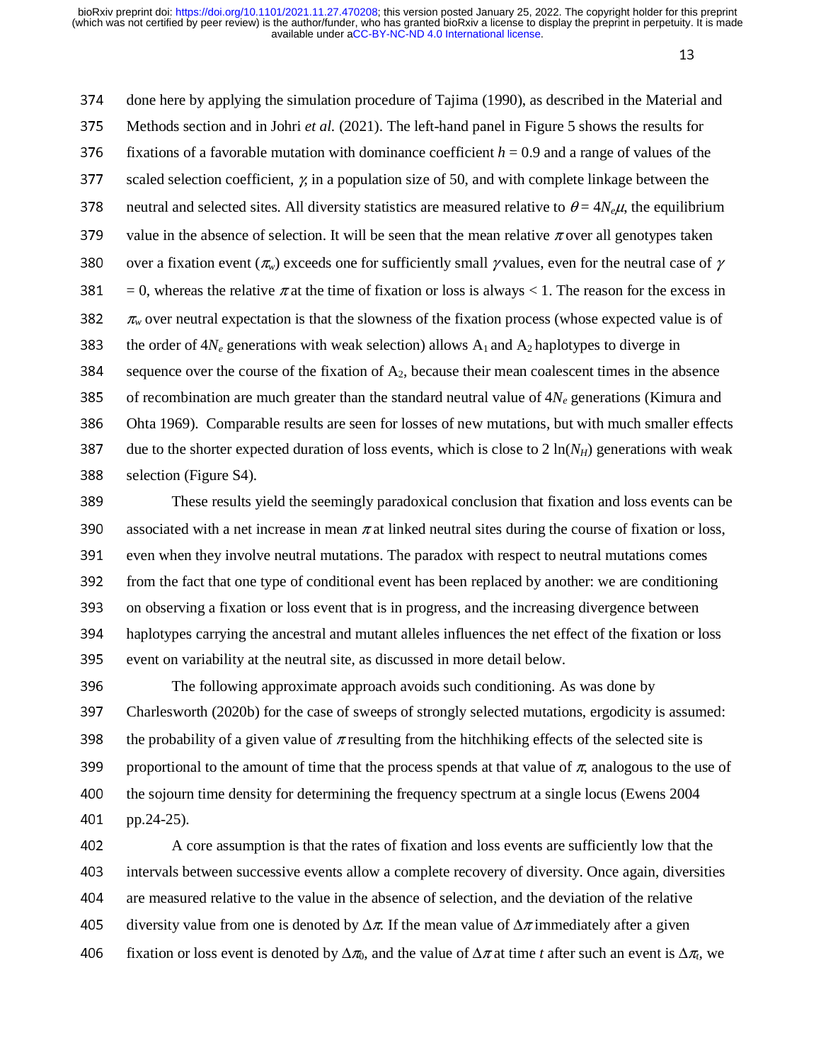done here by applying the simulation procedure of Tajima (1990), as described in the Material and Methods section and in Johri *et al.* (2021). The left-hand panel in Figure 5 shows the results for fixations of a favorable mutation with dominance coefficient $h = 0.9$ and a range of values of the scaled selection coefficient, $\gamma$, in a population size of 50, and with complete linkage between the neutral and selected sites. All diversity statistics are measured relative to $\theta = 4N_e\mu$, the equilibrium value in the absence of selection. It will be seen that the mean relative $\pi$ over all genotypes taken over a fixation event ($\pi_w$) exceeds one for sufficiently small $\gamma$ values, even for the neutral case of $\gamma = 0$, whereas the relative $\pi$ at the time of fixation or loss is always < 1. The reason for the excess in $\pi_w$ over neutral expectation is that the slowness of the fixation process (whose expected value is of the order of $4N_e$ generations with weak selection) allows $A_1$ and $A_2$ haplotypes to diverge in sequence over the course of the fixation of $A_2$, because their mean coalescent times in the absence of recombination are much greater than the standard neutral value of $4N_e$ generations (Kimura and Ohta 1969). Comparable results are seen for losses of new mutations, but with much smaller effects due to the shorter expected duration of loss events, which is close to $2\ \ln(N_H)$ generations with weak selection (Figure S4).

These results yield the seemingly paradoxical conclusion that fixation and loss events can be associated with a net increase in mean $\pi$ at linked neutral sites during the course of fixation or loss, even when they involve neutral mutations. The paradox with respect to neutral mutations comes from the fact that one type of conditional event has been replaced by another: we are conditioning on observing a fixation or loss event that is in progress, and the increasing divergence between haplotypes carrying the ancestral and mutant alleles influences the net effect of the fixation or loss event on variability at the neutral site, as discussed in more detail below.

The following approximate approach avoids such conditioning. As was done by Charlesworth (2020b) for the case of sweeps of strongly selected mutations, ergodicity is assumed: the probability of a given value of $\pi$ resulting from the hitchhiking effects of the selected site is proportional to the amount of time that the process spends at that value of $\pi$, analogous to the use of the sojourn time density for determining the frequency spectrum at a single locus (Ewens 2004 pp.24-25).

A core assumption is that the rates of fixation and loss events are sufficiently low that the intervals between successive events allow a complete recovery of diversity. Once again, diversities are measured relative to the value in the absence of selection, and the deviation of the relative diversity value from one is denoted by $\Delta\pi$. If the mean value of $\Delta\pi$ immediately after a given fixation or loss event is denoted by $\Delta\pi_0$, and the value of $\Delta\pi$ at time $t$ after such an event is $\Delta\pi_t$, we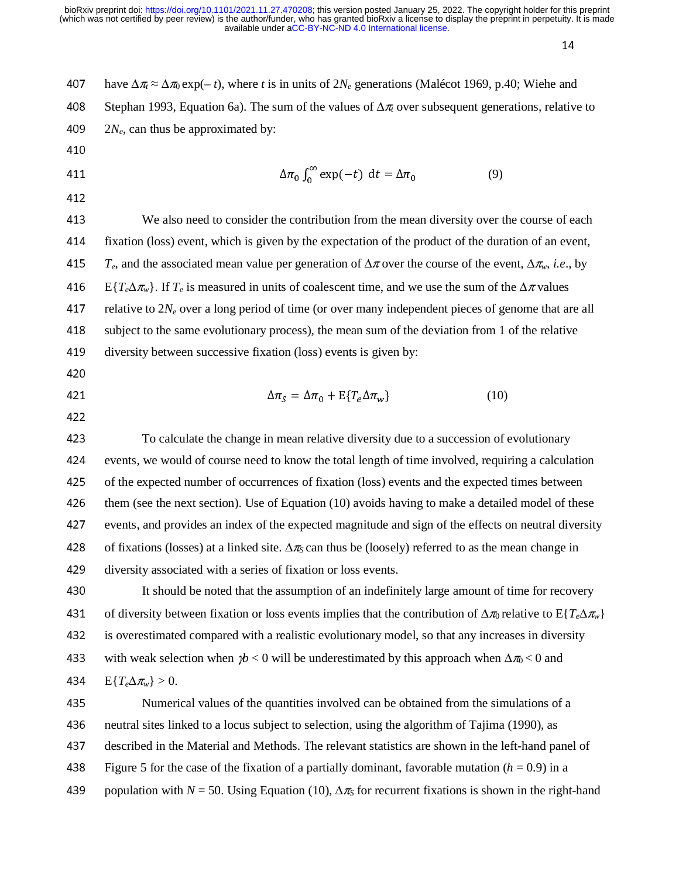have $\Delta\pi_t \approx \Delta\pi_0 \exp(-t)$, where $t$ is in units of $2N_e$ generations (Malécot 1969, p.40; Wiehe and Stephan 1993, Equation 6a). The sum of the values of $\Delta\pi_t$ over subsequent generations, relative to $2N_e$, can thus be approximated by:

$$\Delta\pi_0 \int_0^{\infty} \exp(-t)\ \mathrm{d}t = \Delta\pi_0 \qquad (9)$$

We also need to consider the contribution from the mean diversity over the course of each fixation (loss) event, which is given by the expectation of the product of the duration of an event, $T_e$, and the associated mean value per generation of $\Delta\pi$ over the course of the event, $\Delta\pi_w$, *i.e*., by $\mathrm{E}\{T_e\Delta\pi_w\}$. If $T_e$ is measured in units of coalescent time, and we use the sum of the $\Delta\pi$ values relative to $2N_e$ over a long period of time (or over many independent pieces of genome that are all subject to the same evolutionary process), the mean sum of the deviation from 1 of the relative diversity between successive fixation (loss) events is given by:

$$\Delta\pi_S = \Delta\pi_0 + \mathrm{E}\{T_e\Delta\pi_w\} \qquad (10)$$

To calculate the change in mean relative diversity due to a succession of evolutionary events, we would of course need to know the total length of time involved, requiring a calculation of the expected number of occurrences of fixation (loss) events and the expected times between them (see the next section). Use of Equation (10) avoids having to make a detailed model of these events, and provides an index of the expected magnitude and sign of the effects on neutral diversity of fixations (losses) at a linked site. $\Delta\pi_S$ can thus be (loosely) referred to as the mean change in diversity associated with a series of fixation or loss events.

It should be noted that the assumption of an indefinitely large amount of time for recovery of diversity between fixation or loss events implies that the contribution of $\Delta\pi_0$ relative to $\mathrm{E}\{T_e\Delta\pi_w\}$ is overestimated compared with a realistic evolutionary model, so that any increases in diversity with weak selection when $\gamma b < 0$ will be underestimated by this approach when $\Delta\pi_0 < 0$ and $\mathrm{E}\{T_e\Delta\pi_w\} > 0$.

Numerical values of the quantities involved can be obtained from the simulations of a neutral sites linked to a locus subject to selection, using the algorithm of Tajima (1990), as described in the Material and Methods. The relevant statistics are shown in the left-hand panel of Figure 5 for the case of the fixation of a partially dominant, favorable mutation ($h = 0.9$) in a population with $N = 50$. Using Equation (10), $\Delta\pi_S$ for recurrent fixations is shown in the right-hand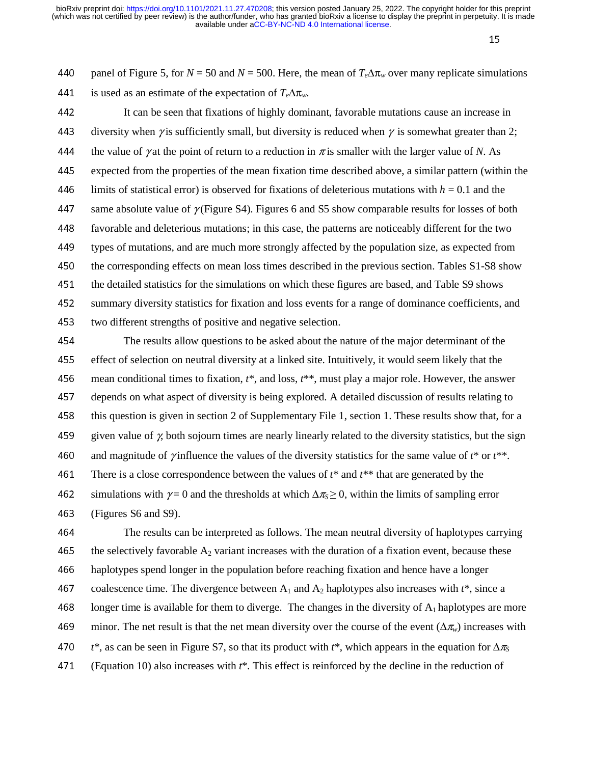panel of Figure 5, for $N = 50$ and $N = 500$. Here, the mean of $T_e\Delta\pi_w$ over many replicate simulations is used as an estimate of the expectation of $T_e\Delta\pi_w$.

It can be seen that fixations of highly dominant, favorable mutations cause an increase in diversity when $\gamma$ is sufficiently small, but diversity is reduced when $\gamma$ is somewhat greater than 2; the value of $\gamma$ at the point of return to a reduction in $\pi$ is smaller with the larger value of $N$. As expected from the properties of the mean fixation time described above, a similar pattern (within the limits of statistical error) is observed for fixations of deleterious mutations with $h = 0.1$ and the same absolute value of $\gamma$ (Figure S4). Figures 6 and S5 show comparable results for losses of both favorable and deleterious mutations; in this case, the patterns are noticeably different for the two types of mutations, and are much more strongly affected by the population size, as expected from the corresponding effects on mean loss times described in the previous section. Tables S1-S8 show the detailed statistics for the simulations on which these figures are based, and Table S9 shows summary diversity statistics for fixation and loss events for a range of dominance coefficients, and two different strengths of positive and negative selection.

The results allow questions to be asked about the nature of the major determinant of the effect of selection on neutral diversity at a linked site. Intuitively, it would seem likely that the mean conditional times to fixation, $t^*$, and loss, $t^{**}$, must play a major role. However, the answer depends on what aspect of diversity is being explored. A detailed discussion of results relating to this question is given in section 2 of Supplementary File 1, section 1. These results show that, for a given value of $\gamma$, both sojourn times are nearly linearly related to the diversity statistics, but the sign and magnitude of $\gamma$ influence the values of the diversity statistics for the same value of $t^*$ or $t^{**}$. There is a close correspondence between the values of $t^*$ and $t^{**}$ that are generated by the simulations with $\gamma = 0$ and the thresholds at which $\Delta\pi_S \geq 0$, within the limits of sampling error (Figures S6 and S9).

The results can be interpreted as follows. The mean neutral diversity of haplotypes carrying the selectively favorable $A_2$ variant increases with the duration of a fixation event, because these haplotypes spend longer in the population before reaching fixation and hence have a longer coalescence time. The divergence between $A_1$ and $A_2$ haplotypes also increases with $t^*$, since a longer time is available for them to diverge. The changes in the diversity of $A_1$ haplotypes are more minor. The net result is that the net mean diversity over the course of the event ($\Delta\pi_w$) increases with $t^*$, as can be seen in Figure S7, so that its product with $t^*$, which appears in the equation for $\Delta\pi_S$ (Equation 10) also increases with $t^*$. This effect is reinforced by the decline in the reduction of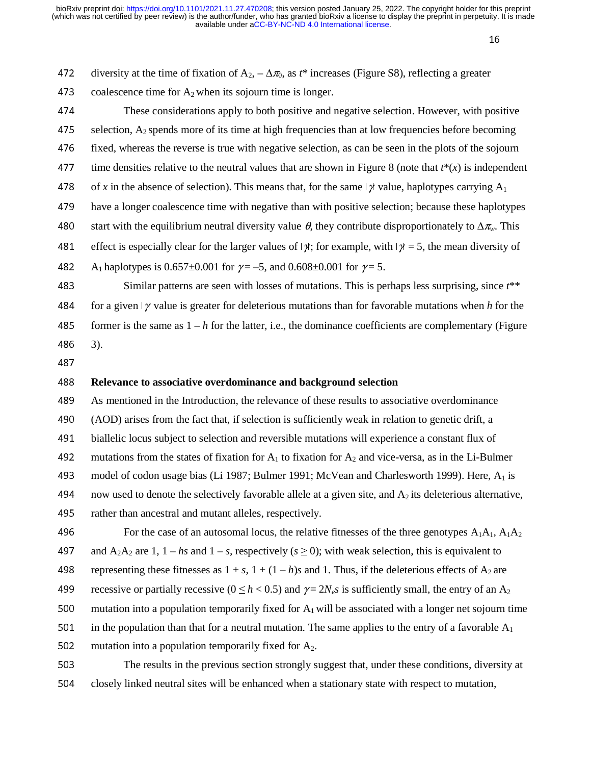diversity at the time of fixation of $A_2$, $-\Delta\pi_0$, as $t^*$ increases (Figure S8), reflecting a greater coalescence time for $A_2$ when its sojourn time is longer.

These considerations apply to both positive and negative selection. However, with positive selection, $A_2$ spends more of its time at high frequencies than at low frequencies before becoming fixed, whereas the reverse is true with negative selection, as can be seen in the plots of the sojourn time densities relative to the neutral values that are shown in Figure 8 (note that $t^*(x)$ is independent of $x$ in the absence of selection). This means that, for the same $|\gamma|$ value, haplotypes carrying $A_1$ have a longer coalescence time with negative than with positive selection; because these haplotypes start with the equilibrium neutral diversity value $\theta$, they contribute disproportionately to $\Delta\pi_w$. This effect is especially clear for the larger values of $|\gamma|$; for example, with $|\gamma| = 5$, the mean diversity of $A_1$ haplotypes is 0.657±0.001 for $\gamma = -5$, and 0.608±0.001 for $\gamma = 5$.

Similar patterns are seen with losses of mutations. This is perhaps less surprising, since $t^{**}$ for a given $|\gamma|$ value is greater for deleterious mutations than for favorable mutations when $h$ for the former is the same as $1 - h$ for the latter, i.e., the dominance coefficients are complementary (Figure 3).

## Relevance to associative overdominance and background selection

As mentioned in the Introduction, the relevance of these results to associative overdominance (AOD) arises from the fact that, if selection is sufficiently weak in relation to genetic drift, a biallelic locus subject to selection and reversible mutations will experience a constant flux of mutations from the states of fixation for $A_1$ to fixation for $A_2$ and vice-versa, as in the Li-Bulmer model of codon usage bias (Li 1987; Bulmer 1991; McVean and Charlesworth 1999). Here, $A_1$ is now used to denote the selectively favorable allele at a given site, and $A_2$ its deleterious alternative, rather than ancestral and mutant alleles, respectively.

For the case of an autosomal locus, the relative fitnesses of the three genotypes $A_1A_1$, $A_1A_2$ and $A_2A_2$ are 1, $1 - hs$ and $1 - s$, respectively ($s \geq 0$); with weak selection, this is equivalent to representing these fitnesses as $1 + s$, $1 + (1 - h)s$ and 1. Thus, if the deleterious effects of $A_2$ are recessive or partially recessive ($0 \leq h < 0.5$) and $\gamma = 2N_es$ is sufficiently small, the entry of an $A_2$ mutation into a population temporarily fixed for $A_1$ will be associated with a longer net sojourn time in the population than that for a neutral mutation. The same applies to the entry of a favorable $A_1$ mutation into a population temporarily fixed for $A_2$.

The results in the previous section strongly suggest that, under these conditions, diversity at closely linked neutral sites will be enhanced when a stationary state with respect to mutation,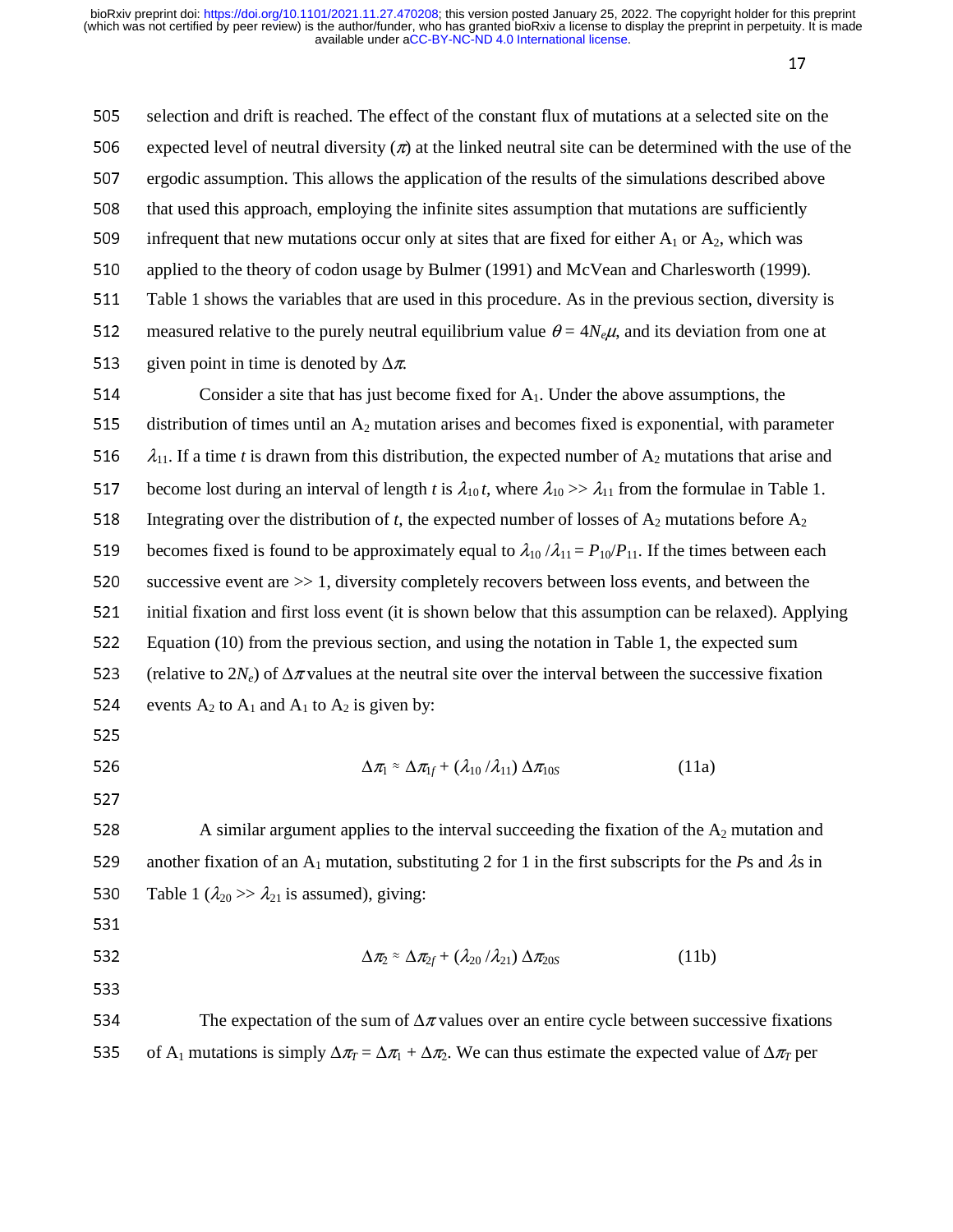selection and drift is reached. The effect of the constant flux of mutations at a selected site on the expected level of neutral diversity ($\pi$) at the linked neutral site can be determined with the use of the ergodic assumption. This allows the application of the results of the simulations described above that used this approach, employing the infinite sites assumption that mutations are sufficiently infrequent that new mutations occur only at sites that are fixed for either $A_1$ or $A_2$, which was applied to the theory of codon usage by Bulmer (1991) and McVean and Charlesworth (1999). Table 1 shows the variables that are used in this procedure. As in the previous section, diversity is measured relative to the purely neutral equilibrium value $\theta = 4N_e\mu$, and its deviation from one at given point in time is denoted by $\Delta\pi$.

Consider a site that has just become fixed for $A_1$. Under the above assumptions, the distribution of times until an $A_2$ mutation arises and becomes fixed is exponential, with parameter $\lambda_{11}$. If a time $t$ is drawn from this distribution, the expected number of $A_2$ mutations that arise and become lost during an interval of length $t$ is $\lambda_{10}\,t$, where $\lambda_{10} >> \lambda_{11}$ from the formulae in Table 1. Integrating over the distribution of $t$, the expected number of losses of $A_2$ mutations before $A_2$ becomes fixed is found to be approximately equal to $\lambda_{10}/\lambda_{11} = P_{10}/P_{11}$. If the times between each successive event are >> 1, diversity completely recovers between loss events, and between the initial fixation and first loss event (it is shown below that this assumption can be relaxed). Applying Equation (10) from the previous section, and using the notation in Table 1, the expected sum (relative to $2N_e$) of $\Delta\pi$ values at the neutral site over the interval between the successive fixation events $A_2$ to $A_1$ and $A_1$ to $A_2$ is given by:

$$\Delta\pi_1 \approx \Delta\pi_{1f} + (\lambda_{10}/\lambda_{11})\,\Delta\pi_{10S} \qquad (11a)$$

A similar argument applies to the interval succeeding the fixation of the $A_2$ mutation and another fixation of an $A_1$ mutation, substituting 2 for 1 in the first subscripts for the *P*s and $\lambda$s in Table 1 ($\lambda_{20} >> \lambda_{21}$ is assumed), giving:

$$\Delta\pi_2 \approx \Delta\pi_{2f} + (\lambda_{20}/\lambda_{21})\,\Delta\pi_{20S} \qquad (11b)$$

The expectation of the sum of $\Delta\pi$ values over an entire cycle between successive fixations of $A_1$ mutations is simply $\Delta\pi_T = \Delta\pi_1 + \Delta\pi_2$. We can thus estimate the expected value of $\Delta\pi_T$ per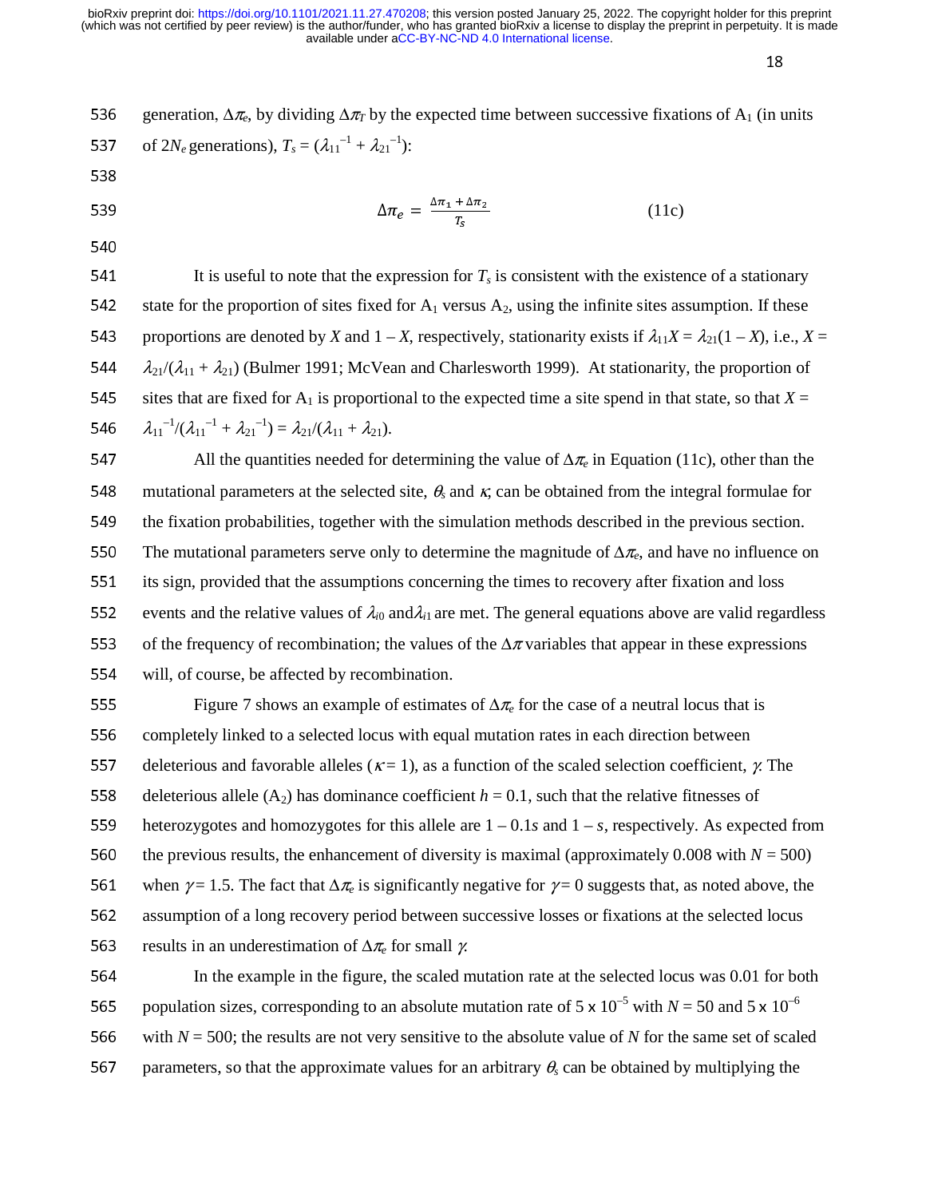generation, $\Delta\pi_e$, by dividing $\Delta\pi_T$ by the expected time between successive fixations of $A_1$ (in units of $2N_e$ generations), $T_s = (\lambda_{11}^{-1} + \lambda_{21}^{-1})$:

$$\Delta\pi_e = \frac{\Delta\pi_1 + \Delta\pi_2}{T_s} \tag{11c}$$

It is useful to note that the expression for $T_s$ is consistent with the existence of a stationary state for the proportion of sites fixed for $A_1$ versus $A_2$, using the infinite sites assumption. If these proportions are denoted by $X$ and $1 - X$, respectively, stationarity exists if $\lambda_{11}X = \lambda_{21}(1 - X)$, i.e., $X = \lambda_{21}/(\lambda_{11} + \lambda_{21})$ (Bulmer 1991; McVean and Charlesworth 1999). At stationarity, the proportion of sites that are fixed for $A_1$ is proportional to the expected time a site spend in that state, so that $X = \lambda_{11}^{-1}/(\lambda_{11}^{-1} + \lambda_{21}^{-1}) = \lambda_{21}/(\lambda_{11} + \lambda_{21})$.

All the quantities needed for determining the value of $\Delta\pi_e$ in Equation (11c), other than the mutational parameters at the selected site, $\theta_s$ and $\kappa$, can be obtained from the integral formulae for the fixation probabilities, together with the simulation methods described in the previous section. The mutational parameters serve only to determine the magnitude of $\Delta\pi_e$, and have no influence on its sign, provided that the assumptions concerning the times to recovery after fixation and loss events and the relative values of $\lambda_{i0}$ and $\lambda_{i1}$ are met. The general equations above are valid regardless of the frequency of recombination; the values of the $\Delta\pi$ variables that appear in these expressions will, of course, be affected by recombination.

Figure 7 shows an example of estimates of $\Delta\pi_e$ for the case of a neutral locus that is completely linked to a selected locus with equal mutation rates in each direction between deleterious and favorable alleles ($\kappa = 1$), as a function of the scaled selection coefficient, $\gamma$. The deleterious allele ($A_2$) has dominance coefficient $h = 0.1$, such that the relative fitnesses of heterozygotes and homozygotes for this allele are $1 - 0.1s$ and $1 - s$, respectively. As expected from the previous results, the enhancement of diversity is maximal (approximately 0.008 with $N = 500$) when $\gamma = 1.5$. The fact that $\Delta\pi_e$ is significantly negative for $\gamma = 0$ suggests that, as noted above, the assumption of a long recovery period between successive losses or fixations at the selected locus results in an underestimation of $\Delta\pi_e$ for small $\gamma$.

In the example in the figure, the scaled mutation rate at the selected locus was 0.01 for both population sizes, corresponding to an absolute mutation rate of $5 \times 10^{-5}$ with $N = 50$ and $5 \times 10^{-6}$ with $N = 500$; the results are not very sensitive to the absolute value of $N$ for the same set of scaled parameters, so that the approximate values for an arbitrary $\theta_s$ can be obtained by multiplying the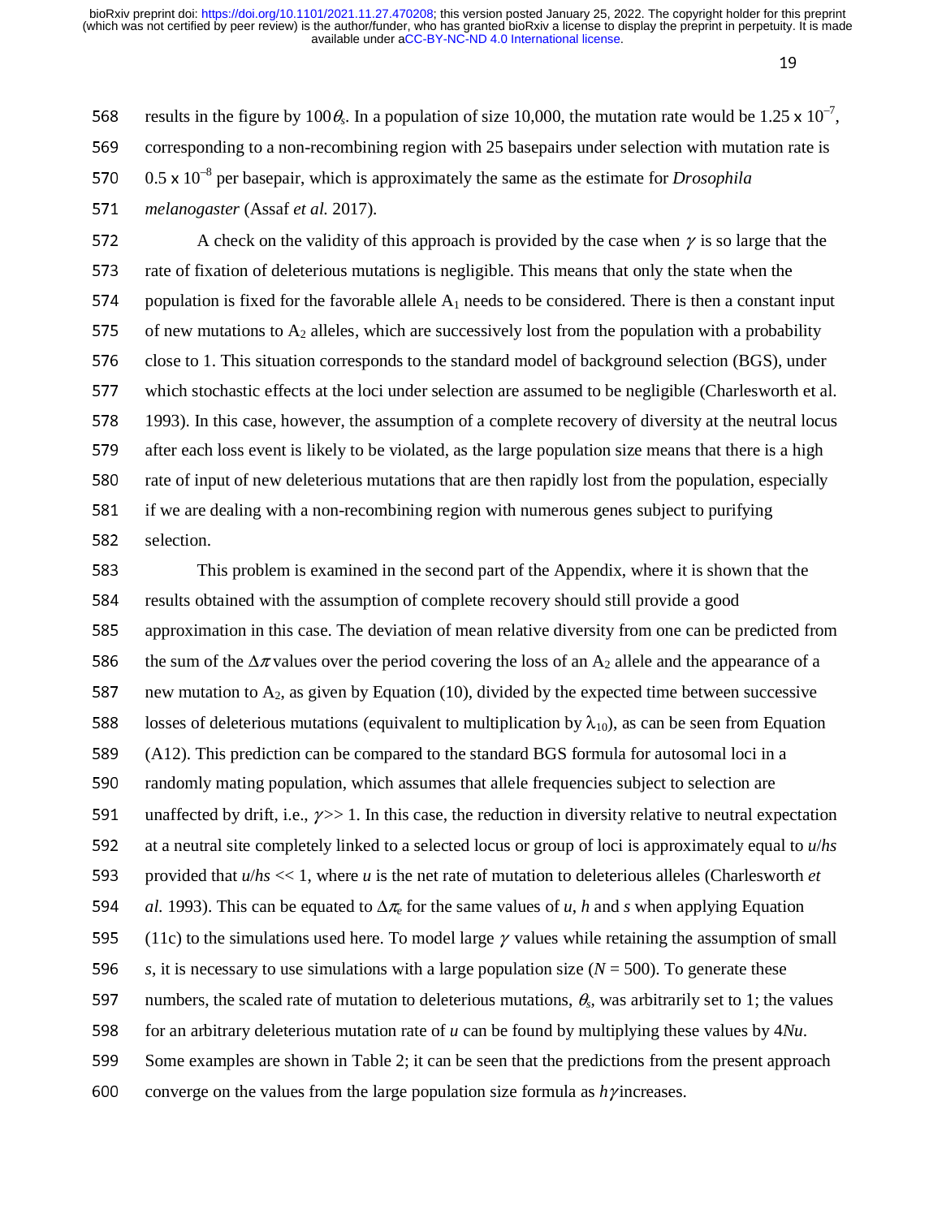results in the figure by $100\theta_s$. In a population of size 10,000, the mutation rate would be $1.25 \times 10^{-7}$, corresponding to a non-recombining region with 25 basepairs under selection with mutation rate is $0.5 \times 10^{-8}$ per basepair, which is approximately the same as the estimate for *Drosophila melanogaster* (Assaf *et al.* 2017).

A check on the validity of this approach is provided by the case when $\gamma$ is so large that the rate of fixation of deleterious mutations is negligible. This means that only the state when the population is fixed for the favorable allele $A_1$ needs to be considered. There is then a constant input of new mutations to $A_2$ alleles, which are successively lost from the population with a probability close to 1. This situation corresponds to the standard model of background selection (BGS), under which stochastic effects at the loci under selection are assumed to be negligible (Charlesworth et al. 1993). In this case, however, the assumption of a complete recovery of diversity at the neutral locus after each loss event is likely to be violated, as the large population size means that there is a high rate of input of new deleterious mutations that are then rapidly lost from the population, especially if we are dealing with a non-recombining region with numerous genes subject to purifying selection.

This problem is examined in the second part of the Appendix, where it is shown that the results obtained with the assumption of complete recovery should still provide a good approximation in this case. The deviation of mean relative diversity from one can be predicted from the sum of the $\Delta\pi$ values over the period covering the loss of an $A_2$ allele and the appearance of a new mutation to $A_2$, as given by Equation (10), divided by the expected time between successive losses of deleterious mutations (equivalent to multiplication by $\lambda_{10}$), as can be seen from Equation (A12). This prediction can be compared to the standard BGS formula for autosomal loci in a randomly mating population, which assumes that allele frequencies subject to selection are unaffected by drift, i.e., $\gamma >> 1$. In this case, the reduction in diversity relative to neutral expectation at a neutral site completely linked to a selected locus or group of loci is approximately equal to $u/hs$ provided that $u/hs << 1$, where $u$ is the net rate of mutation to deleterious alleles (Charlesworth *et al.* 1993). This can be equated to $\Delta\pi_e$ for the same values of $u$, $h$ and $s$ when applying Equation (11c) to the simulations used here. To model large $\gamma$ values while retaining the assumption of small $s$, it is necessary to use simulations with a large population size ($N = 500$). To generate these numbers, the scaled rate of mutation to deleterious mutations, $\theta_s$, was arbitrarily set to 1; the values for an arbitrary deleterious mutation rate of $u$ can be found by multiplying these values by $4Nu$. Some examples are shown in Table 2; it can be seen that the predictions from the present approach converge on the values from the large population size formula as $h\gamma$ increases.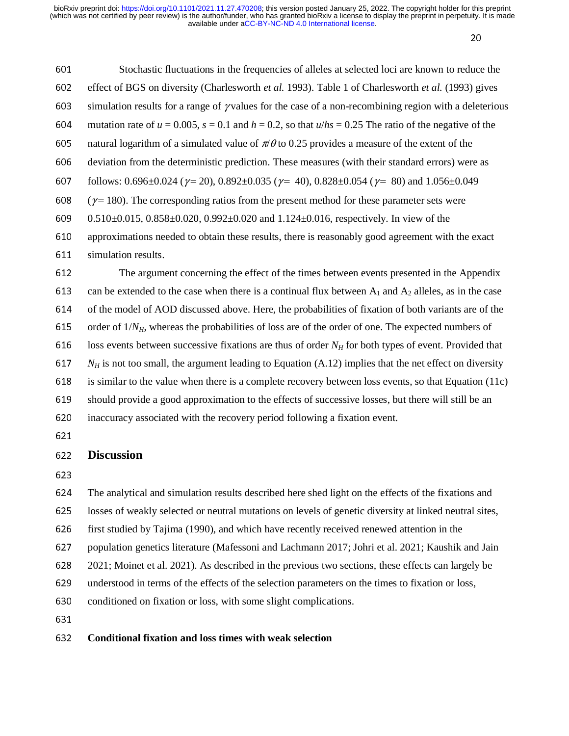Stochastic fluctuations in the frequencies of alleles at selected loci are known to reduce the effect of BGS on diversity (Charlesworth *et al.* 1993). Table 1 of Charlesworth *et al.* (1993) gives simulation results for a range of $\gamma$ values for the case of a non-recombining region with a deleterious mutation rate of $u = 0.005$, $s = 0.1$ and $h = 0.2$, so that $u/hs = 0.25$ The ratio of the negative of the natural logarithm of a simulated value of $\pi/\theta$ to 0.25 provides a measure of the extent of the deviation from the deterministic prediction. These measures (with their standard errors) were as follows: 0.696±0.024 ($\gamma = 20$), 0.892±0.035 ($\gamma = 40$), 0.828±0.054 ($\gamma = 80$) and 1.056±0.049 ($\gamma = 180$). The corresponding ratios from the present method for these parameter sets were 0.510±0.015, 0.858±0.020, 0.992±0.020 and 1.124±0.016, respectively. In view of the approximations needed to obtain these results, there is reasonably good agreement with the exact simulation results.

The argument concerning the effect of the times between events presented in the Appendix can be extended to the case when there is a continual flux between $A_1$ and $A_2$ alleles, as in the case of the model of AOD discussed above. Here, the probabilities of fixation of both variants are of the order of $1/N_H$, whereas the probabilities of loss are of the order of one. The expected numbers of loss events between successive fixations are thus of order $N_H$ for both types of event. Provided that $N_H$ is not too small, the argument leading to Equation (A.12) implies that the net effect on diversity is similar to the value when there is a complete recovery between loss events, so that Equation (11c) should provide a good approximation to the effects of successive losses, but there will still be an inaccuracy associated with the recovery period following a fixation event.

## Discussion

The analytical and simulation results described here shed light on the effects of the fixations and losses of weakly selected or neutral mutations on levels of genetic diversity at linked neutral sites, first studied by Tajima (1990), and which have recently received renewed attention in the population genetics literature (Mafessoni and Lachmann 2017; Johri et al. 2021; Kaushik and Jain 2021; Moinet et al. 2021). As described in the previous two sections, these effects can largely be understood in terms of the effects of the selection parameters on the times to fixation or loss, conditioned on fixation or loss, with some slight complications.

### Conditional fixation and loss times with weak selection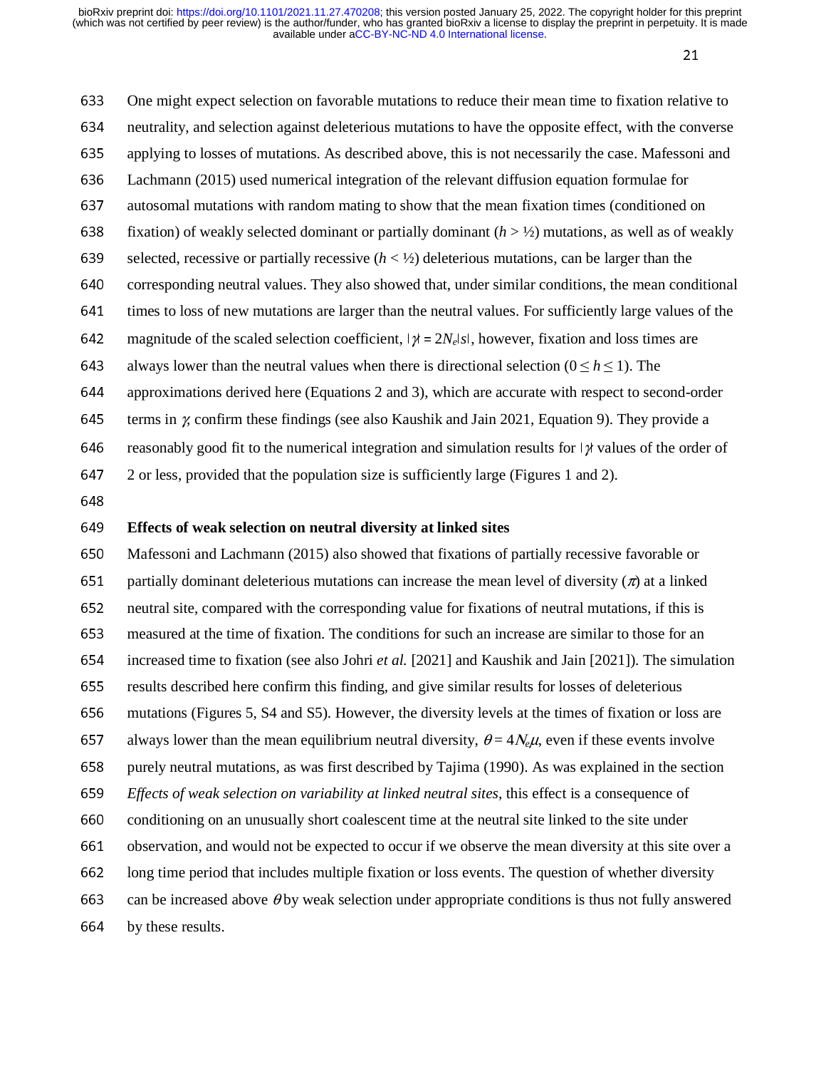One might expect selection on favorable mutations to reduce their mean time to fixation relative to neutrality, and selection against deleterious mutations to have the opposite effect, with the converse applying to losses of mutations. As described above, this is not necessarily the case. Mafessoni and Lachmann (2015) used numerical integration of the relevant diffusion equation formulae for autosomal mutations with random mating to show that the mean fixation times (conditioned on fixation) of weakly selected dominant or partially dominant ($h > ½$) mutations, as well as of weakly selected, recessive or partially recessive ($h < ½$) deleterious mutations, can be larger than the corresponding neutral values. They also showed that, under similar conditions, the mean conditional times to loss of new mutations are larger than the neutral values. For sufficiently large values of the magnitude of the scaled selection coefficient, $|\gamma| = 2N_e|s|$, however, fixation and loss times are always lower than the neutral values when there is directional selection ($0 \leq h \leq 1$). The approximations derived here (Equations 2 and 3), which are accurate with respect to second-order terms in $\gamma$, confirm these findings (see also Kaushik and Jain 2021, Equation 9). They provide a reasonably good fit to the numerical integration and simulation results for $|\gamma|$ values of the order of 2 or less, provided that the population size is sufficiently large (Figures 1 and 2).

## Effects of weak selection on neutral diversity at linked sites

Mafessoni and Lachmann (2015) also showed that fixations of partially recessive favorable or partially dominant deleterious mutations can increase the mean level of diversity ($\pi$) at a linked neutral site, compared with the corresponding value for fixations of neutral mutations, if this is measured at the time of fixation. The conditions for such an increase are similar to those for an increased time to fixation (see also Johri *et al.* [2021] and Kaushik and Jain [2021]). The simulation results described here confirm this finding, and give similar results for losses of deleterious mutations (Figures 5, S4 and S5). However, the diversity levels at the times of fixation or loss are always lower than the mean equilibrium neutral diversity, $\theta = 4N_e\mu$, even if these events involve purely neutral mutations, as was first described by Tajima (1990). As was explained in the section *Effects of weak selection on variability at linked neutral sites*, this effect is a consequence of conditioning on an unusually short coalescent time at the neutral site linked to the site under observation, and would not be expected to occur if we observe the mean diversity at this site over a long time period that includes multiple fixation or loss events. The question of whether diversity can be increased above $\theta$ by weak selection under appropriate conditions is thus not fully answered by these results.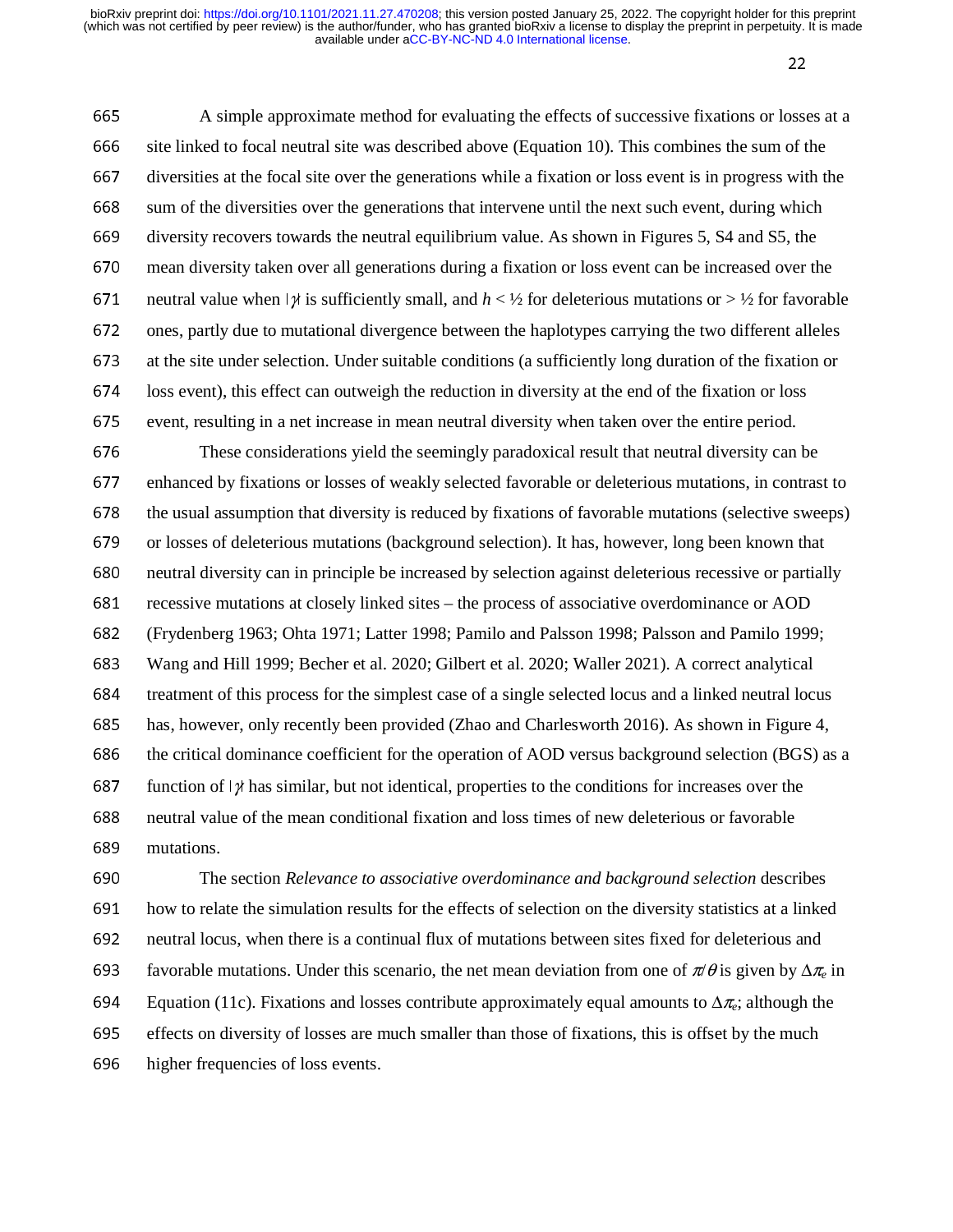A simple approximate method for evaluating the effects of successive fixations or losses at a site linked to focal neutral site was described above (Equation 10). This combines the sum of the diversities at the focal site over the generations while a fixation or loss event is in progress with the sum of the diversities over the generations that intervene until the next such event, during which diversity recovers towards the neutral equilibrium value. As shown in Figures 5, S4 and S5, the mean diversity taken over all generations during a fixation or loss event can be increased over the neutral value when $|\gamma|$ is sufficiently small, and $h < ½$ for deleterious mutations or $> ½$ for favorable ones, partly due to mutational divergence between the haplotypes carrying the two different alleles at the site under selection. Under suitable conditions (a sufficiently long duration of the fixation or loss event), this effect can outweigh the reduction in diversity at the end of the fixation or loss event, resulting in a net increase in mean neutral diversity when taken over the entire period.

These considerations yield the seemingly paradoxical result that neutral diversity can be enhanced by fixations or losses of weakly selected favorable or deleterious mutations, in contrast to the usual assumption that diversity is reduced by fixations of favorable mutations (selective sweeps) or losses of deleterious mutations (background selection). It has, however, long been known that neutral diversity can in principle be increased by selection against deleterious recessive or partially recessive mutations at closely linked sites – the process of associative overdominance or AOD (Frydenberg 1963; Ohta 1971; Latter 1998; Pamilo and Palsson 1998; Palsson and Pamilo 1999; Wang and Hill 1999; Becher et al. 2020; Gilbert et al. 2020; Waller 2021). A correct analytical treatment of this process for the simplest case of a single selected locus and a linked neutral locus has, however, only recently been provided (Zhao and Charlesworth 2016). As shown in Figure 4, the critical dominance coefficient for the operation of AOD versus background selection (BGS) as a function of $|\gamma|$ has similar, but not identical, properties to the conditions for increases over the neutral value of the mean conditional fixation and loss times of new deleterious or favorable mutations.

The section *Relevance to associative overdominance and background selection* describes how to relate the simulation results for the effects of selection on the diversity statistics at a linked neutral locus, when there is a continual flux of mutations between sites fixed for deleterious and favorable mutations. Under this scenario, the net mean deviation from one of $\pi/\theta$ is given by $\Delta\pi_e$ in Equation (11c). Fixations and losses contribute approximately equal amounts to $\Delta\pi_e$; although the effects on diversity of losses are much smaller than those of fixations, this is offset by the much higher frequencies of loss events.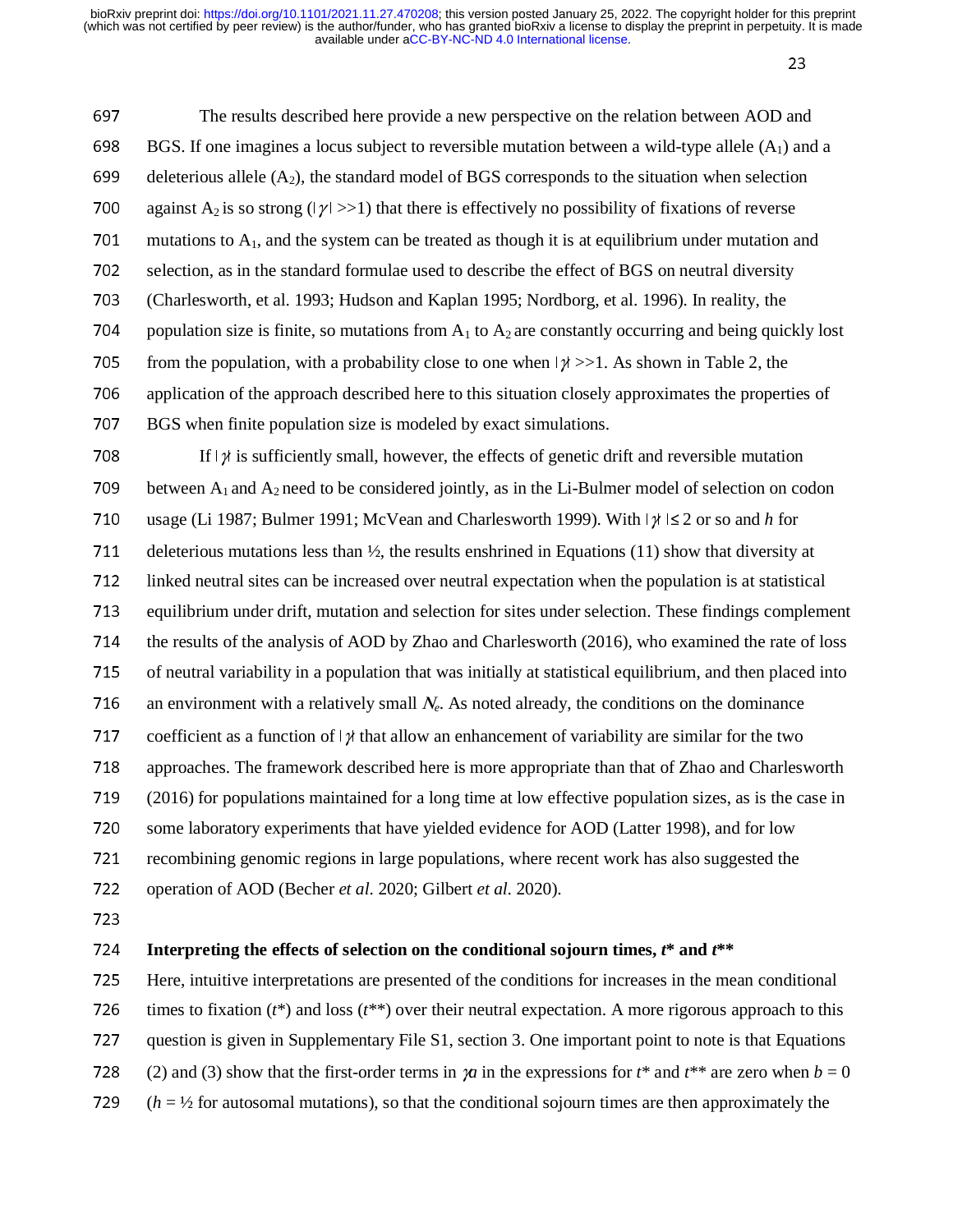The results described here provide a new perspective on the relation between AOD and BGS. If one imagines a locus subject to reversible mutation between a wild-type allele ($A_1$) and a deleterious allele ($A_2$), the standard model of BGS corresponds to the situation when selection against $A_2$ is so strong ($|\gamma| >> 1$) that there is effectively no possibility of fixations of reverse mutations to $A_1$, and the system can be treated as though it is at equilibrium under mutation and selection, as in the standard formulae used to describe the effect of BGS on neutral diversity (Charlesworth, et al. 1993; Hudson and Kaplan 1995; Nordborg, et al. 1996). In reality, the population size is finite, so mutations from $A_1$ to $A_2$ are constantly occurring and being quickly lost from the population, with a probability close to one when $|\gamma| >> 1$. As shown in Table 2, the application of the approach described here to this situation closely approximates the properties of BGS when finite population size is modeled by exact simulations.

If $|\gamma|$ is sufficiently small, however, the effects of genetic drift and reversible mutation between $A_1$ and $A_2$ need to be considered jointly, as in the Li-Bulmer model of selection on codon usage (Li 1987; Bulmer 1991; McVean and Charlesworth 1999). With $|\gamma| \leq 2$ or so and *h* for deleterious mutations less than ½, the results enshrined in Equations (11) show that diversity at linked neutral sites can be increased over neutral expectation when the population is at statistical equilibrium under drift, mutation and selection for sites under selection. These findings complement the results of the analysis of AOD by Zhao and Charlesworth (2016), who examined the rate of loss of neutral variability in a population that was initially at statistical equilibrium, and then placed into an environment with a relatively small $N_e$. As noted already, the conditions on the dominance coefficient as a function of $|\gamma|$ that allow an enhancement of variability are similar for the two approaches. The framework described here is more appropriate than that of Zhao and Charlesworth (2016) for populations maintained for a long time at low effective population sizes, as is the case in some laboratory experiments that have yielded evidence for AOD (Latter 1998), and for low recombining genomic regions in large populations, where recent work has also suggested the operation of AOD (Becher *et al.* 2020; Gilbert *et al.* 2020).

### Interpreting the effects of selection on the conditional sojourn times, $t^*$ and $t^{**}$

Here, intuitive interpretations are presented of the conditions for increases in the mean conditional times to fixation ($t^*$) and loss ($t^{**}$) over their neutral expectation. A more rigorous approach to this question is given in Supplementary File S1, section 3. One important point to note is that Equations (2) and (3) show that the first-order terms in $\gamma a$ in the expressions for $t^*$ and $t^{**}$ are zero when $b = 0$ ($h = ½$ for autosomal mutations), so that the conditional sojourn times are then approximately the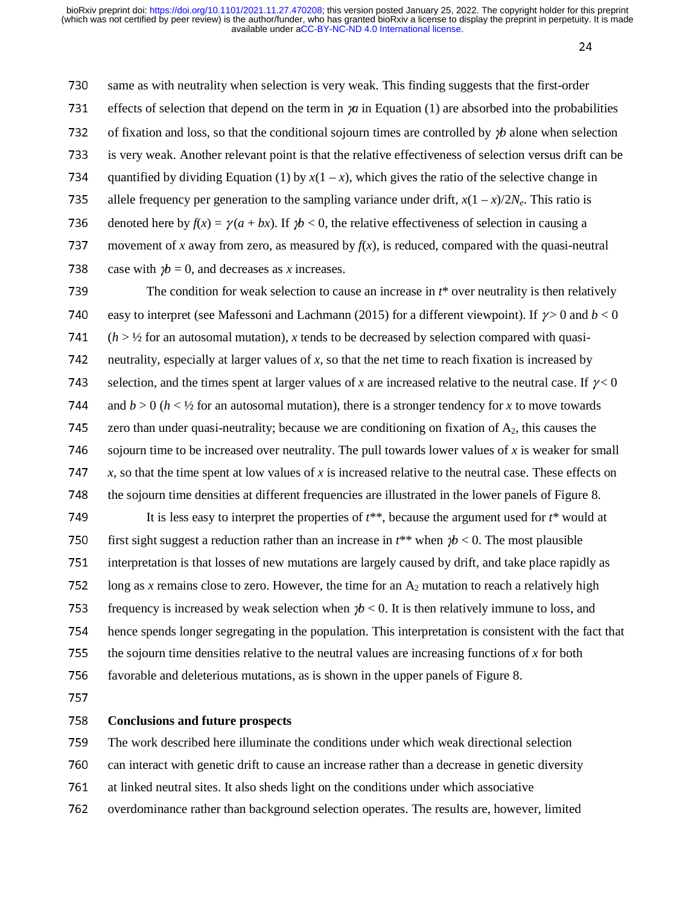same as with neutrality when selection is very weak. This finding suggests that the first-order effects of selection that depend on the term in $\gamma a$ in Equation (1) are absorbed into the probabilities of fixation and loss, so that the conditional sojourn times are controlled by $\gamma b$ alone when selection is very weak. Another relevant point is that the relative effectiveness of selection versus drift can be quantified by dividing Equation (1) by $x(1 - x)$, which gives the ratio of the selective change in allele frequency per generation to the sampling variance under drift, $x(1 - x)/2N_e$. This ratio is denoted here by $f(x) = \gamma(a + bx)$. If $\gamma b < 0$, the relative effectiveness of selection in causing a movement of $x$ away from zero, as measured by $f(x)$, is reduced, compared with the quasi-neutral case with $\gamma b = 0$, and decreases as $x$ increases.

The condition for weak selection to cause an increase in $t^*$ over neutrality is then relatively easy to interpret (see Mafessoni and Lachmann (2015) for a different viewpoint). If $\gamma > 0$ and $b < 0$ ($h > ½$ for an autosomal mutation), $x$ tends to be decreased by selection compared with quasi-neutrality, especially at larger values of $x$, so that the net time to reach fixation is increased by selection, and the times spent at larger values of $x$ are increased relative to the neutral case. If $\gamma < 0$ and $b > 0$ ($h < ½$ for an autosomal mutation), there is a stronger tendency for $x$ to move towards zero than under quasi-neutrality; because we are conditioning on fixation of $A_2$, this causes the sojourn time to be increased over neutrality. The pull towards lower values of $x$ is weaker for small $x$, so that the time spent at low values of $x$ is increased relative to the neutral case. These effects on the sojourn time densities at different frequencies are illustrated in the lower panels of Figure 8.

It is less easy to interpret the properties of $t^{**}$, because the argument used for $t^*$ would at first sight suggest a reduction rather than an increase in $t^{**}$ when $\gamma b < 0$. The most plausible interpretation is that losses of new mutations are largely caused by drift, and take place rapidly as long as $x$ remains close to zero. However, the time for an $A_2$ mutation to reach a relatively high frequency is increased by weak selection when $\gamma b < 0$. It is then relatively immune to loss, and hence spends longer segregating in the population. This interpretation is consistent with the fact that the sojourn time densities relative to the neutral values are increasing functions of $x$ for both favorable and deleterious mutations, as is shown in the upper panels of Figure 8.

## Conclusions and future prospects

The work described here illuminate the conditions under which weak directional selection can interact with genetic drift to cause an increase rather than a decrease in genetic diversity at linked neutral sites. It also sheds light on the conditions under which associative overdominance rather than background selection operates. The results are, however, limited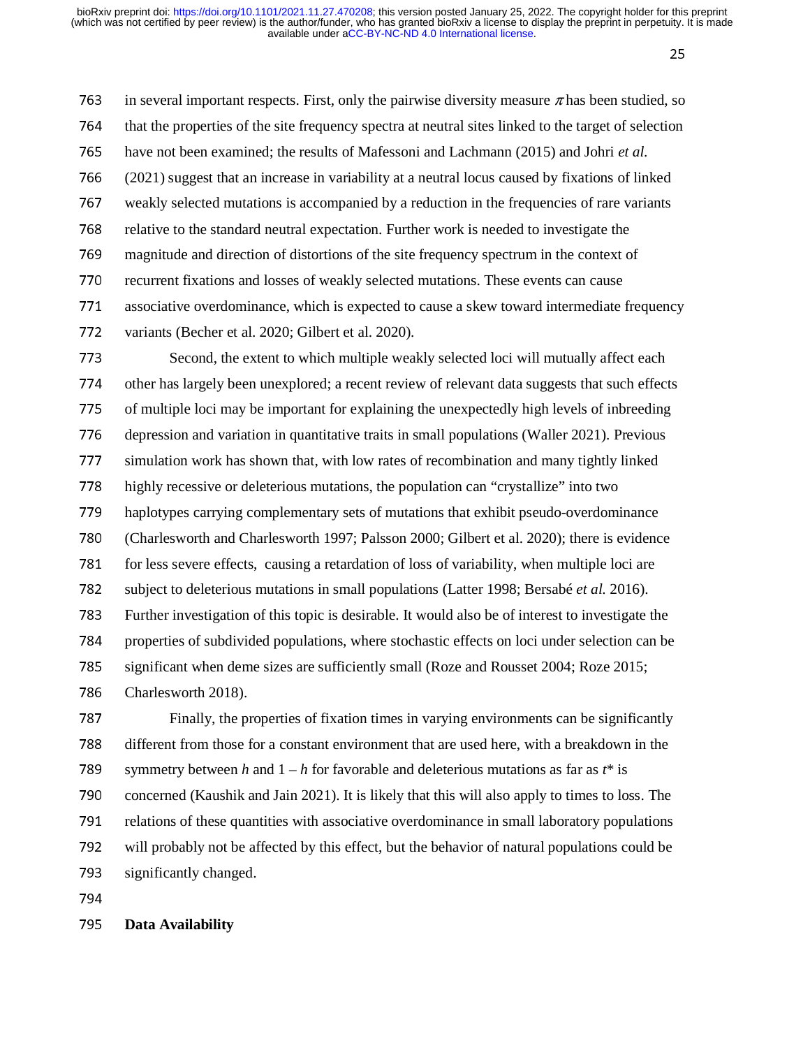in several important respects. First, only the pairwise diversity measure $\pi$ has been studied, so that the properties of the site frequency spectra at neutral sites linked to the target of selection have not been examined; the results of Mafessoni and Lachmann (2015) and Johri *et al.* (2021) suggest that an increase in variability at a neutral locus caused by fixations of linked weakly selected mutations is accompanied by a reduction in the frequencies of rare variants relative to the standard neutral expectation. Further work is needed to investigate the magnitude and direction of distortions of the site frequency spectrum in the context of recurrent fixations and losses of weakly selected mutations. These events can cause associative overdominance, which is expected to cause a skew toward intermediate frequency variants (Becher et al. 2020; Gilbert et al. 2020).

Second, the extent to which multiple weakly selected loci will mutually affect each other has largely been unexplored; a recent review of relevant data suggests that such effects of multiple loci may be important for explaining the unexpectedly high levels of inbreeding depression and variation in quantitative traits in small populations (Waller 2021). Previous simulation work has shown that, with low rates of recombination and many tightly linked highly recessive or deleterious mutations, the population can "crystallize" into two haplotypes carrying complementary sets of mutations that exhibit pseudo-overdominance (Charlesworth and Charlesworth 1997; Palsson 2000; Gilbert et al. 2020); there is evidence for less severe effects, causing a retardation of loss of variability, when multiple loci are subject to deleterious mutations in small populations (Latter 1998; Bersabé *et al.* 2016). Further investigation of this topic is desirable. It would also be of interest to investigate the properties of subdivided populations, where stochastic effects on loci under selection can be significant when deme sizes are sufficiently small (Roze and Rousset 2004; Roze 2015; Charlesworth 2018).

Finally, the properties of fixation times in varying environments can be significantly different from those for a constant environment that are used here, with a breakdown in the symmetry between $h$ and $1 - h$ for favorable and deleterious mutations as far as $t^*$ is concerned (Kaushik and Jain 2021). It is likely that this will also apply to times to loss. The relations of these quantities with associative overdominance in small laboratory populations will probably not be affected by this effect, but the behavior of natural populations could be significantly changed.

**Data Availability**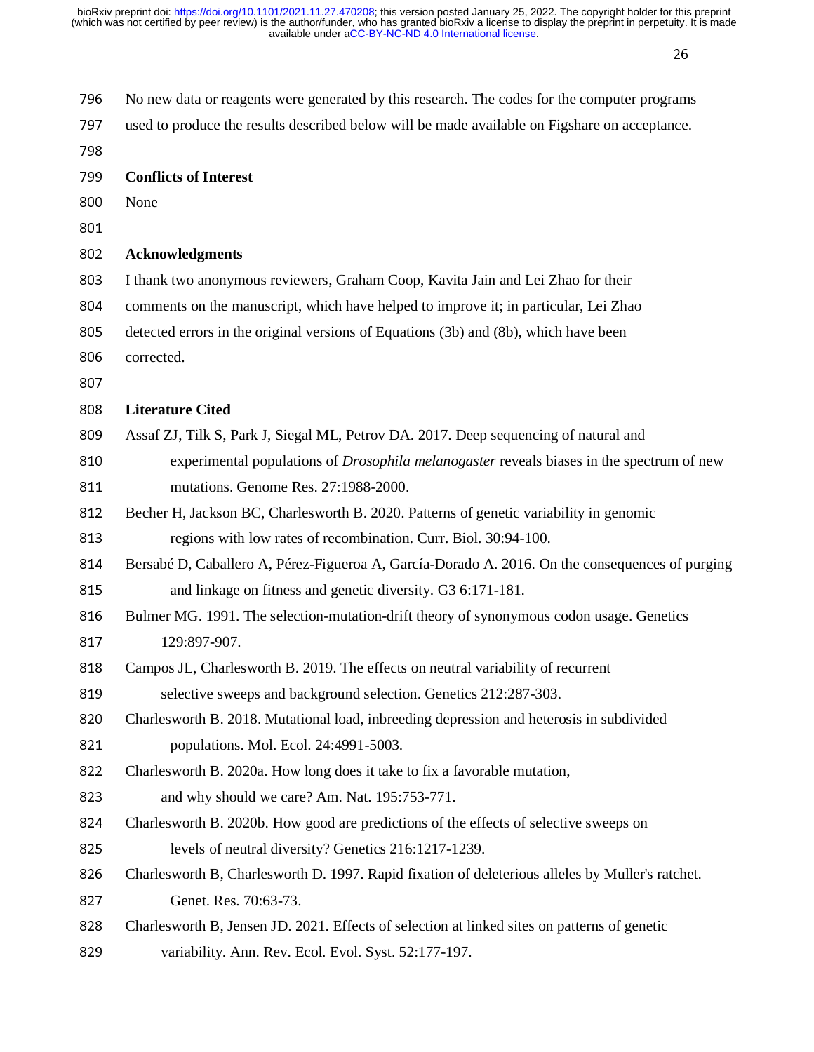No new data or reagents were generated by this research. The codes for the computer programs used to produce the results described below will be made available on Figshare on acceptance.

**Conflicts of Interest**

None

**Acknowledgments**

I thank two anonymous reviewers, Graham Coop, Kavita Jain and Lei Zhao for their comments on the manuscript, which have helped to improve it; in particular, Lei Zhao detected errors in the original versions of Equations (3b) and (8b), which have been corrected.

**Literature Cited**

Assaf ZJ, Tilk S, Park J, Siegal ML, Petrov DA. 2017. Deep sequencing of natural and experimental populations of *Drosophila melanogaster* reveals biases in the spectrum of new mutations. Genome Res. 27:1988-2000.

Becher H, Jackson BC, Charlesworth B. 2020. Patterns of genetic variability in genomic regions with low rates of recombination. Curr. Biol. 30:94-100.

Bersabé D, Caballero A, Pérez-Figueroa A, García-Dorado A. 2016. On the consequences of purging and linkage on fitness and genetic diversity. G3 6:171-181.

Bulmer MG. 1991. The selection-mutation-drift theory of synonymous codon usage. Genetics 129:897-907.

Campos JL, Charlesworth B. 2019. The effects on neutral variability of recurrent selective sweeps and background selection. Genetics 212:287-303.

Charlesworth B. 2018. Mutational load, inbreeding depression and heterosis in subdivided populations. Mol. Ecol. 24:4991-5003.

Charlesworth B. 2020a. How long does it take to fix a favorable mutation, and why should we care? Am. Nat. 195:753-771.

Charlesworth B. 2020b. How good are predictions of the effects of selective sweeps on levels of neutral diversity? Genetics 216:1217-1239.

Charlesworth B, Charlesworth D. 1997. Rapid fixation of deleterious alleles by Muller's ratchet. Genet. Res. 70:63-73.

Charlesworth B, Jensen JD. 2021. Effects of selection at linked sites on patterns of genetic variability. Ann. Rev. Ecol. Evol. Syst. 52:177-197.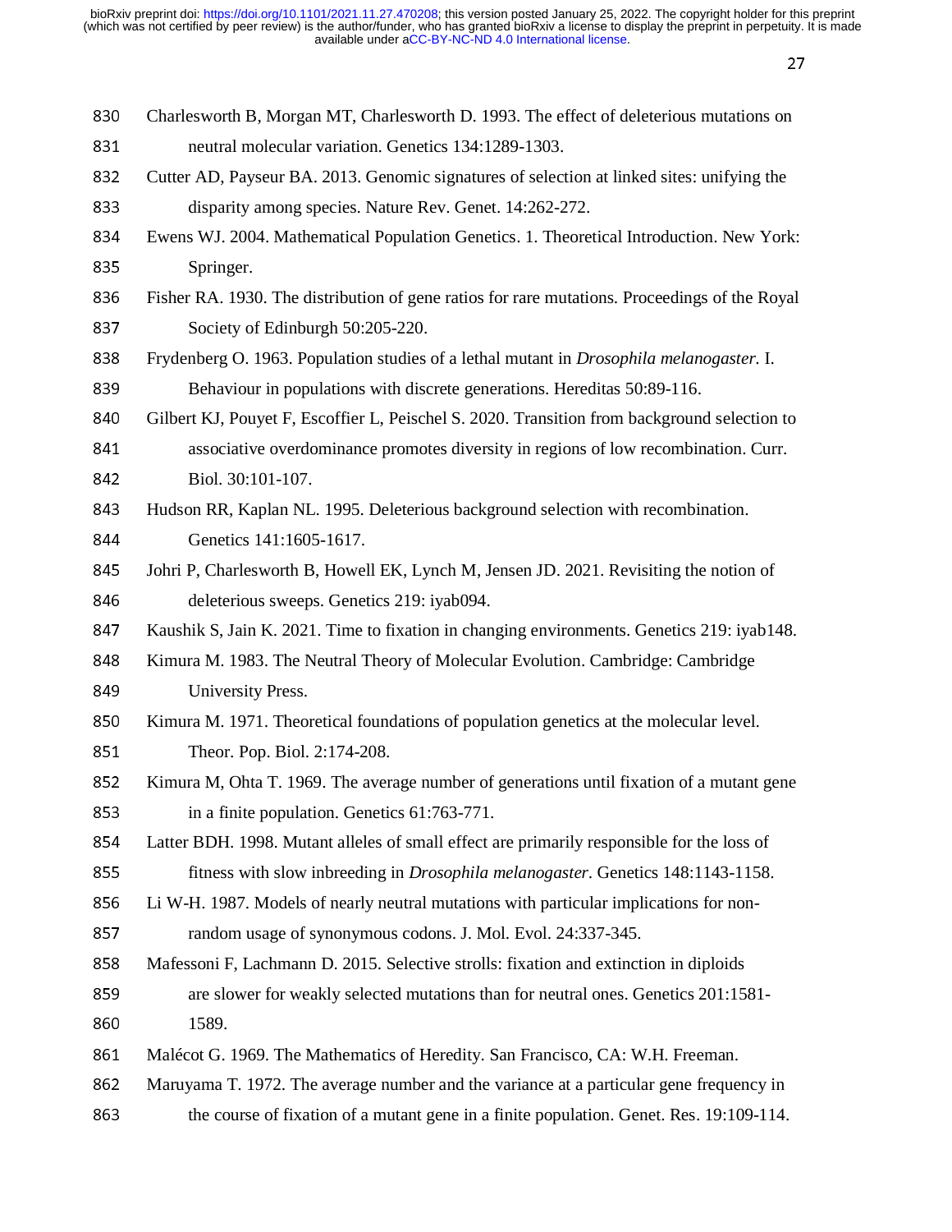Charlesworth B, Morgan MT, Charlesworth D. 1993. The effect of deleterious mutations on neutral molecular variation. Genetics 134:1289-1303.

Cutter AD, Payseur BA. 2013. Genomic signatures of selection at linked sites: unifying the disparity among species. Nature Rev. Genet. 14:262-272.

Ewens WJ. 2004. Mathematical Population Genetics. 1. Theoretical Introduction. New York: Springer.

Fisher RA. 1930. The distribution of gene ratios for rare mutations. Proceedings of the Royal Society of Edinburgh 50:205-220.

Frydenberg O. 1963. Population studies of a lethal mutant in *Drosophila melanogaster.* I. Behaviour in populations with discrete generations. Hereditas 50:89-116.

Gilbert KJ, Pouyet F, Escoffier L, Peischel S. 2020. Transition from background selection to associative overdominance promotes diversity in regions of low recombination. Curr. Biol. 30:101-107.

Hudson RR, Kaplan NL. 1995. Deleterious background selection with recombination. Genetics 141:1605-1617.

Johri P, Charlesworth B, Howell EK, Lynch M, Jensen JD. 2021. Revisiting the notion of deleterious sweeps. Genetics 219: iyab094.

Kaushik S, Jain K. 2021. Time to fixation in changing environments. Genetics 219: iyab148.

Kimura M. 1983. The Neutral Theory of Molecular Evolution. Cambridge: Cambridge University Press.

Kimura M. 1971. Theoretical foundations of population genetics at the molecular level. Theor. Pop. Biol. 2:174-208.

Kimura M, Ohta T. 1969. The average number of generations until fixation of a mutant gene in a finite population. Genetics 61:763-771.

Latter BDH. 1998. Mutant alleles of small effect are primarily responsible for the loss of fitness with slow inbreeding in *Drosophila melanogaster*. Genetics 148:1143-1158.

Li W-H. 1987. Models of nearly neutral mutations with particular implications for non-random usage of synonymous codons. J. Mol. Evol. 24:337-345.

Mafessoni F, Lachmann D. 2015. Selective strolls: fixation and extinction in diploids are slower for weakly selected mutations than for neutral ones. Genetics 201:1581-1589.

Malécot G. 1969. The Mathematics of Heredity. San Francisco, CA: W.H. Freeman.

Maruyama T. 1972. The average number and the variance at a particular gene frequency in the course of fixation of a mutant gene in a finite population. Genet. Res. 19:109-114.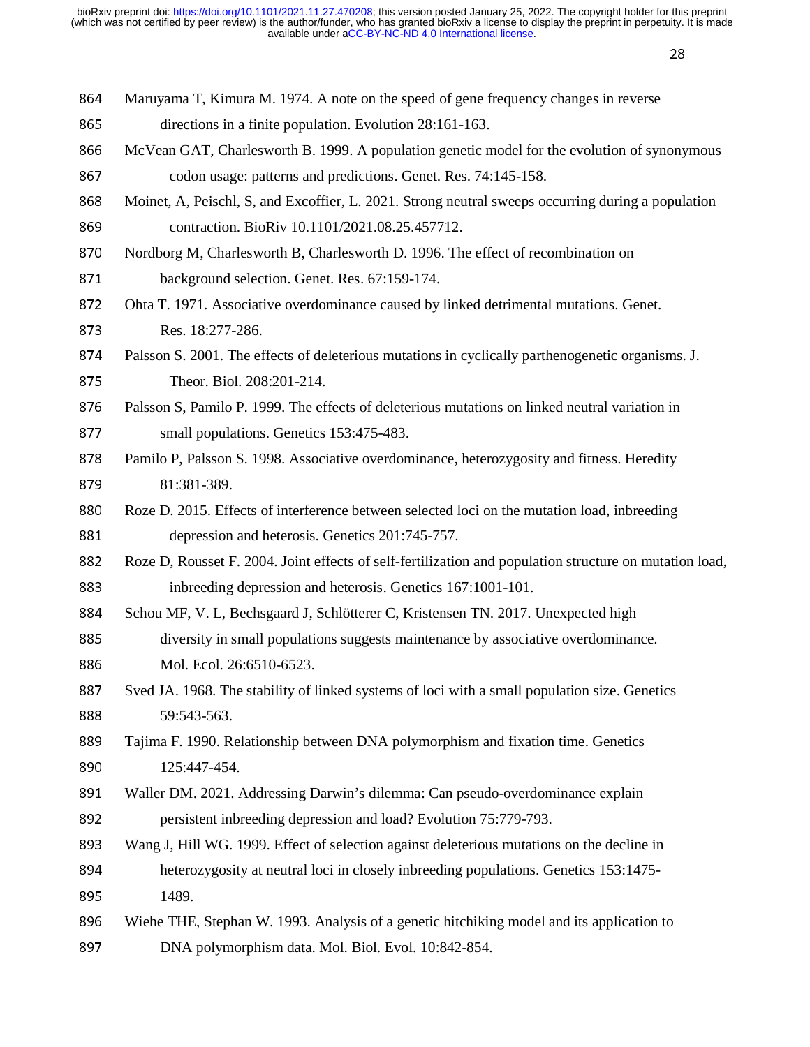Maruyama T, Kimura M. 1974. A note on the speed of gene frequency changes in reverse directions in a finite population. Evolution 28:161-163.

McVean GAT, Charlesworth B. 1999. A population genetic model for the evolution of synonymous codon usage: patterns and predictions. Genet. Res. 74:145-158.

Moinet, A, Peischl, S, and Excoffier, L. 2021. Strong neutral sweeps occurring during a population contraction. BioRiv 10.1101/2021.08.25.457712.

Nordborg M, Charlesworth B, Charlesworth D. 1996. The effect of recombination on background selection. Genet. Res. 67:159-174.

Ohta T. 1971. Associative overdominance caused by linked detrimental mutations. Genet. Res. 18:277-286.

Palsson S. 2001. The effects of deleterious mutations in cyclically parthenogenetic organisms. J. Theor. Biol. 208:201-214.

Palsson S, Pamilo P. 1999. The effects of deleterious mutations on linked neutral variation in small populations. Genetics 153:475-483.

Pamilo P, Palsson S. 1998. Associative overdominance, heterozygosity and fitness. Heredity 81:381-389.

Roze D. 2015. Effects of interference between selected loci on the mutation load, inbreeding depression and heterosis. Genetics 201:745-757.

Roze D, Rousset F. 2004. Joint effects of self-fertilization and population structure on mutation load, inbreeding depression and heterosis. Genetics 167:1001-101.

Schou MF, V. L, Bechsgaard J, Schlötterer C, Kristensen TN. 2017. Unexpected high diversity in small populations suggests maintenance by associative overdominance. Mol. Ecol. 26:6510-6523.

Sved JA. 1968. The stability of linked systems of loci with a small population size. Genetics 59:543-563.

Tajima F. 1990. Relationship between DNA polymorphism and fixation time. Genetics 125:447-454.

Waller DM. 2021. Addressing Darwin's dilemma: Can pseudo-overdominance explain persistent inbreeding depression and load? Evolution 75:779-793.

Wang J, Hill WG. 1999. Effect of selection against deleterious mutations on the decline in heterozygosity at neutral loci in closely inbreeding populations. Genetics 153:1475-1489.

Wiehe THE, Stephan W. 1993. Analysis of a genetic hitchiking model and its application to DNA polymorphism data. Mol. Biol. Evol. 10:842-854.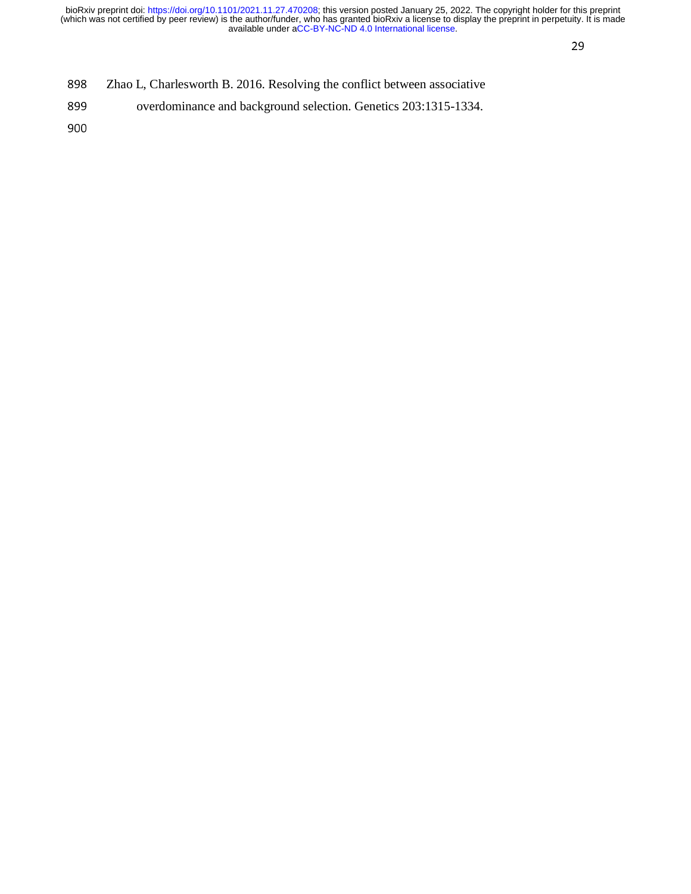Zhao L, Charlesworth B. 2016. Resolving the conflict between associative overdominance and background selection. Genetics 203:1315-1334.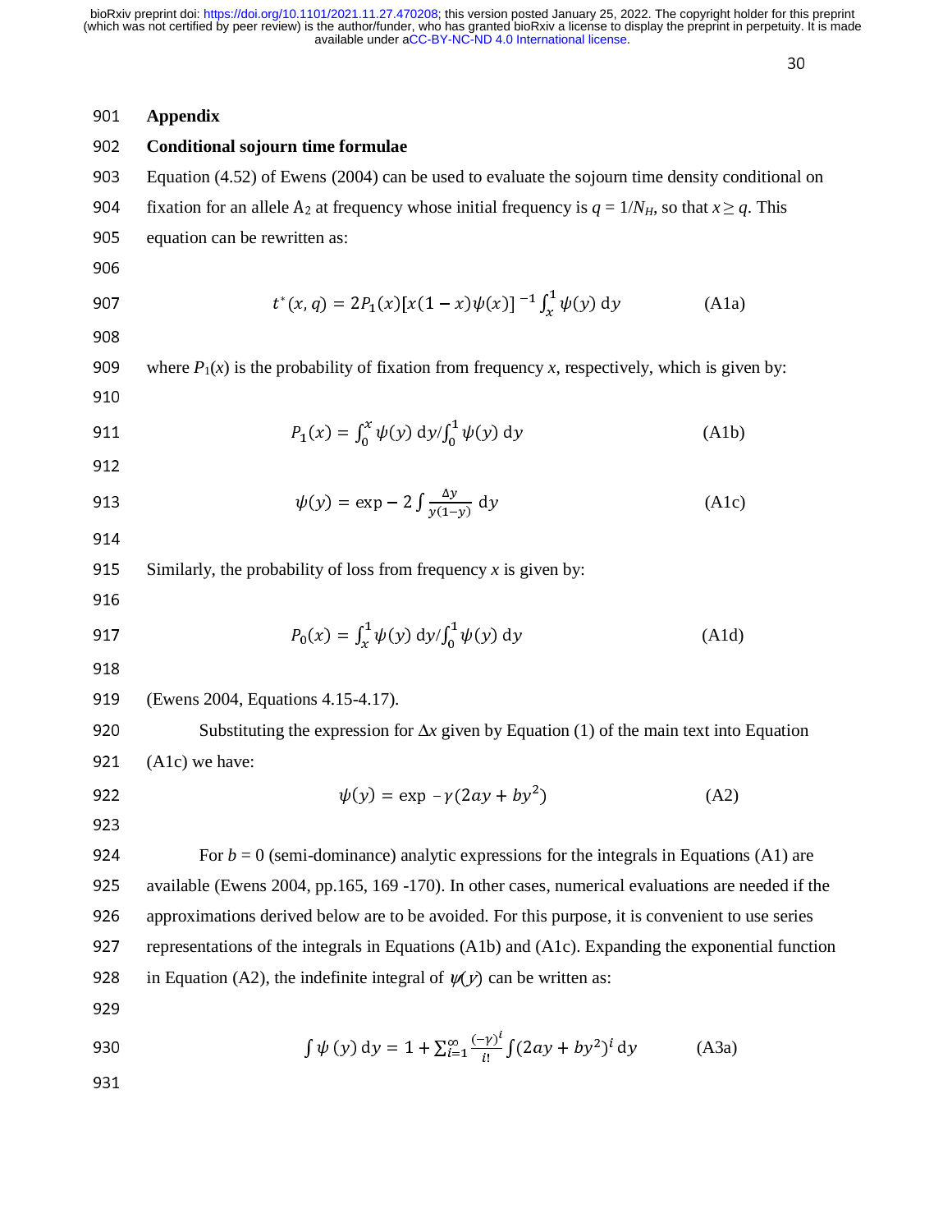# Appendix

## Conditional sojourn time formulae

Equation (4.52) of Ewens (2004) can be used to evaluate the sojourn time density conditional on fixation for an allele $A_2$ at frequency whose initial frequency is $q = 1/N_H$, so that $x \geq q$. This equation can be rewritten as:

$$t^*(x, q) = 2P_1(x)[x(1-x)\psi(x)]^{-1}\int_x^1 \psi(y)\,\mathrm{d}y \qquad \text{(A1a)}$$

where $P_1(x)$ is the probability of fixation from frequency $x$, respectively, which is given by:

$$P_1(x) = \int_0^x \psi(y)\,\mathrm{d}y / \int_0^1 \psi(y)\,\mathrm{d}y \qquad \text{(A1b)}$$

$$\psi(y) = \exp - 2\int \frac{\Delta y}{y(1-y)}\,\mathrm{d}y \qquad \text{(A1c)}$$

Similarly, the probability of loss from frequency $x$ is given by:

$$P_0(x) = \int_x^1 \psi(y)\,\mathrm{d}y / \int_0^1 \psi(y)\,\mathrm{d}y \qquad \text{(A1d)}$$

(Ewens 2004, Equations 4.15-4.17).

Substituting the expression for $\Delta x$ given by Equation (1) of the main text into Equation (A1c) we have:

$$\psi(y) = \exp -\gamma(2ay + by^2) \qquad \text{(A2)}$$

For $b = 0$ (semi-dominance) analytic expressions for the integrals in Equations (A1) are available (Ewens 2004, pp.165, 169 -170). In other cases, numerical evaluations are needed if the approximations derived below are to be avoided. For this purpose, it is convenient to use series representations of the integrals in Equations (A1b) and (A1c). Expanding the exponential function in Equation (A2), the indefinite integral of $\psi(y)$ can be written as:

$$\int \psi\,(y)\,\mathrm{d}y = 1 + \sum_{i=1}^{\infty} \frac{(-\gamma)^i}{i!}\int (2ay + by^2)^i\,\mathrm{d}y \qquad \text{(A3a)}$$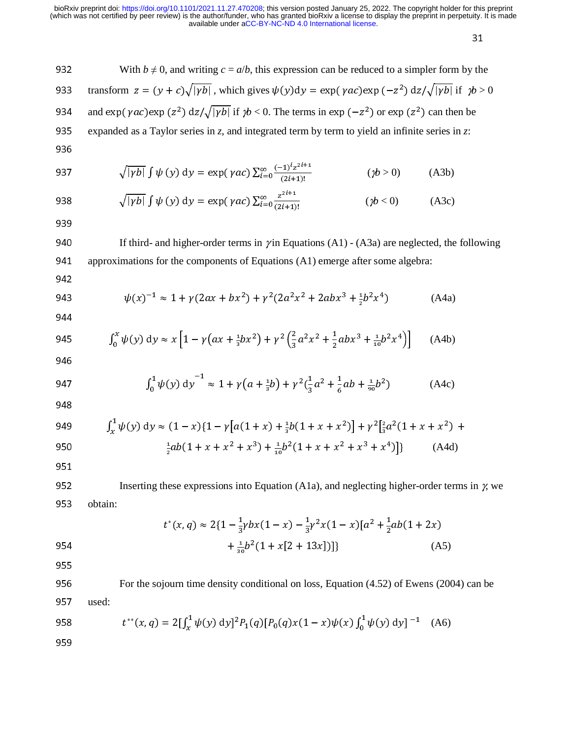With $b \neq 0$, and writing $c = a/b$, this expression can be reduced to a simpler form by the transform $z = (y + c)\sqrt{|\gamma b|}$, which gives $\psi(y)\mathrm{d}y = \exp(\gamma ac)\exp(-z^2)\,\mathrm{d}z/\sqrt{|\gamma b|}$ if $\gamma b > 0$ and $\exp(\gamma ac)\exp(z^2)\,\mathrm{d}z/\sqrt{|\gamma b|}$ if $\gamma b < 0$. The terms in $\exp(-z^2)$ or $\exp(z^2)$ can then be expanded as a Taylor series in $z$, and integrated term by term to yield an infinite series in $z$:

$$\sqrt{|\gamma b|}\int \psi(y)\,\mathrm{d}y = \exp(\gamma ac)\sum_{i=0}^{\infty}\frac{(-1)^i z^{2i+1}}{(2i+1)!} \qquad (\gamma b > 0) \qquad \text{(A3b)}$$

$$\sqrt{|\gamma b|}\int \psi(y)\,\mathrm{d}y = \exp(\gamma ac)\sum_{i=0}^{\infty}\frac{z^{2i+1}}{(2i+1)!} \qquad (\gamma b < 0) \qquad \text{(A3c)}$$

If third- and higher-order terms in $\gamma$ in Equations (A1) - (A3a) are neglected, the following approximations for the components of Equations (A1) emerge after some algebra:

$$\psi(x)^{-1} \approx 1 + \gamma(2ax + bx^2) + \gamma^2(2a^2x^2 + 2abx^3 + \tfrac{1}{2}b^2x^4) \qquad \text{(A4a)}$$

$$\int_0^x \psi(y)\,\mathrm{d}y \approx x\left[1 - \gamma\left(ax + \tfrac{1}{3}bx^2\right) + \gamma^2\left(\tfrac{2}{3}a^2x^2 + \tfrac{1}{2}abx^3 + \tfrac{1}{10}b^2x^4\right)\right] \qquad \text{(A4b)}$$

$$\int_0^1 \psi(y)\,\mathrm{d}y^{-1} \approx 1 + \gamma\left(a + \tfrac{1}{3}b\right) + \gamma^2\left(\tfrac{1}{3}a^2 + \tfrac{1}{6}ab + \tfrac{1}{90}b^2\right) \qquad \text{(A4c)}$$

$$\int_x^1 \psi(y)\,\mathrm{d}y \approx (1-x)\{1 - \gamma\left[a(1+x) + \tfrac{1}{3}b(1+x+x^2)\right] + \gamma^2\left[\tfrac{2}{3}a^2(1+x+x^2) + \tfrac{1}{2}ab(1+x+x^2+x^3) + \tfrac{1}{10}b^2(1+x+x^2+x^3+x^4)\right]\} \qquad \text{(A4d)}$$

Inserting these expressions into Equation (A1a), and neglecting higher-order terms in $\gamma$, we obtain:

$$t^*(x,q) \approx 2\{1 - \tfrac{1}{3}\gamma bx(1-x) - \tfrac{1}{3}\gamma^2 x(1-x)[a^2 + \tfrac{1}{2}ab(1+2x) + \tfrac{1}{30}b^2(1 + x[2 + 13x])]\} \qquad \text{(A5)}$$

For the sojourn time density conditional on loss, Equation (4.52) of Ewens (2004) can be used:

$$t^{**}(x,q) = 2\left[\int_x^1 \psi(y)\,\mathrm{d}y\right]^2 P_1(q)\left[P_0(q)x(1-x)\psi(x)\int_0^1 \psi(y)\,\mathrm{d}y\right]^{-1} \qquad \text{(A6)}$$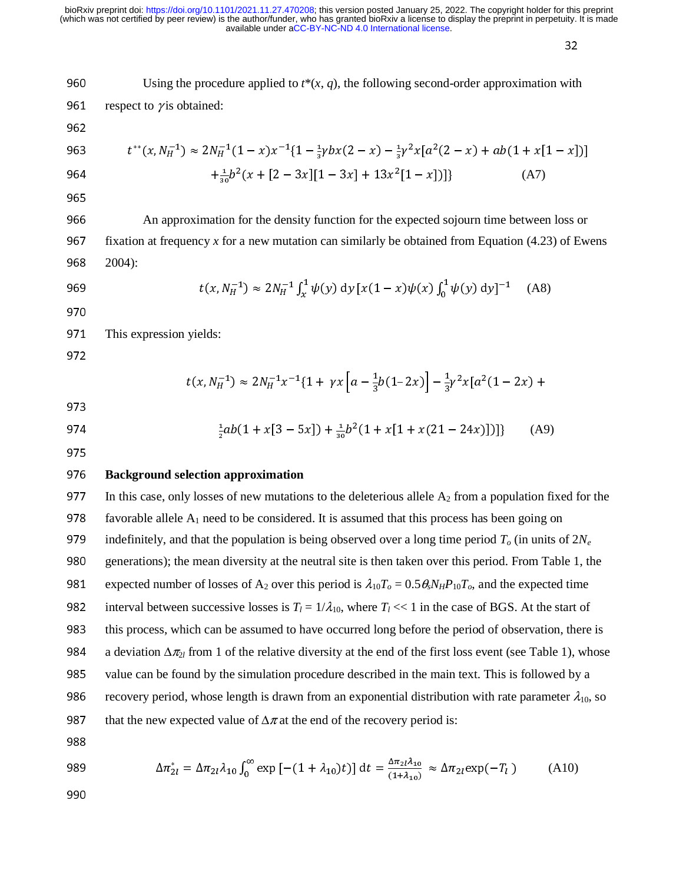Using the procedure applied to $t^*(x, q)$, the following second-order approximation with respect to $\gamma$ is obtained:

$$t^{**}(x, N_H^{-1}) \approx 2N_H^{-1}(1-x)x^{-1}\{1 - \tfrac{1}{3}\gamma bx(2-x) - \tfrac{1}{3}\gamma^2 x[a^2(2-x) + ab(1 + x[1-x])]$$
$$+ \tfrac{1}{30}b^2(x + [2-3x][1-3x] + 13x^2[1-x])]\} \qquad \text{(A7)}$$

An approximation for the density function for the expected sojourn time between loss or fixation at frequency $x$ for a new mutation can similarly be obtained from Equation (4.23) of Ewens 2004):

$$t(x, N_H^{-1}) \approx 2N_H^{-1}\int_x^1 \psi(y)\,\mathrm{d}y\,[x(1-x)\psi(x)\int_0^1 \psi(y)\,\mathrm{d}y]^{-1} \qquad \text{(A8)}$$

This expression yields:

$$t(x, N_H^{-1}) \approx 2N_H^{-1}x^{-1}\{1 + \gamma x\left[a - \tfrac{1}{3}b(1-2x)\right] - \tfrac{1}{3}\gamma^2 x[a^2(1-2x) +$$

$$\tfrac{1}{2}ab(1 + x[3-5x]) + \tfrac{1}{30}b^2(1 + x[1 + x(21-24x)])]\} \qquad \text{(A9)}$$

**Background selection approximation**

In this case, only losses of new mutations to the deleterious allele $A_2$ from a population fixed for the favorable allele $A_1$ need to be considered. It is assumed that this process has been going on indefinitely, and that the population is being observed over a long time period $T_o$ (in units of $2N_e$ generations); the mean diversity at the neutral site is then taken over this period. From Table 1, the expected number of losses of $A_2$ over this period is $\lambda_{10}T_o = 0.5\theta_s N_H P_{10} T_o$, and the expected time interval between successive losses is $T_l = 1/\lambda_{10}$, where $T_l << 1$ in the case of BGS. At the start of this process, which can be assumed to have occurred long before the period of observation, there is a deviation $\Delta\pi_{2l}$ from 1 of the relative diversity at the end of the first loss event (see Table 1), whose value can be found by the simulation procedure described in the main text. This is followed by a recovery period, whose length is drawn from an exponential distribution with rate parameter $\lambda_{10}$, so that the new expected value of $\Delta\pi$ at the end of the recovery period is:

$$\Delta\pi_{2l}^* = \Delta\pi_{2l}\lambda_{10}\int_0^\infty \exp\left[-(1+\lambda_{10})t\right]\,\mathrm{d}t = \frac{\Delta\pi_{2l}\lambda_{10}}{(1+\lambda_{10})} \approx \Delta\pi_{2l}\exp(-T_l) \qquad \text{(A10)}$$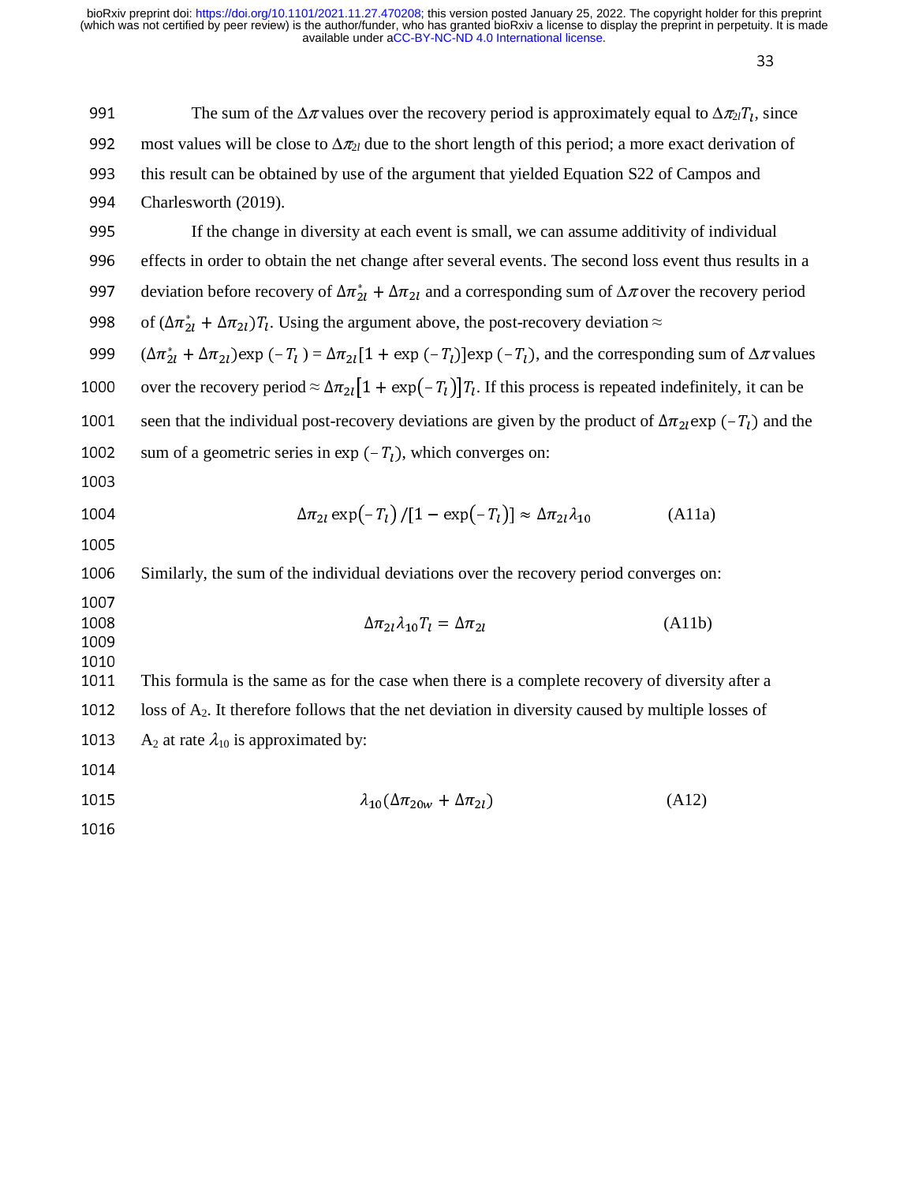The sum of the $\Delta\pi$ values over the recovery period is approximately equal to $\Delta\pi_{2l}T_l$, since most values will be close to $\Delta\pi_{2l}$ due to the short length of this period; a more exact derivation of this result can be obtained by use of the argument that yielded Equation S22 of Campos and Charlesworth (2019).

If the change in diversity at each event is small, we can assume additivity of individual effects in order to obtain the net change after several events. The second loss event thus results in a deviation before recovery of $\Delta\pi_{2l}^* + \Delta\pi_{2l}$ and a corresponding sum of $\Delta\pi$ over the recovery period of $(\Delta\pi_{2l}^* + \Delta\pi_{2l})T_l$. Using the argument above, the post-recovery deviation $\approx$ $(\Delta\pi_{2l}^* + \Delta\pi_{2l})\exp(-T_l) = \Delta\pi_{2l}[1 + \exp(-T_l)]\exp(-T_l)$, and the corresponding sum of $\Delta\pi$ values over the recovery period $\approx \Delta\pi_{2l}[1 + \exp(-T_l)]T_l$. If this process is repeated indefinitely, it can be seen that the individual post-recovery deviations are given by the product of $\Delta\pi_{2l}\exp(-T_l)$ and the sum of a geometric series in $\exp(-T_l)$, which converges on:

$$\Delta\pi_{2l}\exp(-T_l)/[1 - \exp(-T_l)] \approx \Delta\pi_{2l}\lambda_{10} \qquad \text{(A11a)}$$

Similarly, the sum of the individual deviations over the recovery period converges on:

$$\Delta\pi_{2l}\lambda_{10}T_l = \Delta\pi_{2l} \qquad \text{(A11b)}$$

This formula is the same as for the case when there is a complete recovery of diversity after a loss of $A_2$. It therefore follows that the net deviation in diversity caused by multiple losses of $A_2$ at rate $\lambda_{10}$ is approximated by:

$$\lambda_{10}(\Delta\pi_{20w} + \Delta\pi_{2l}) \qquad \text{(A12)}$$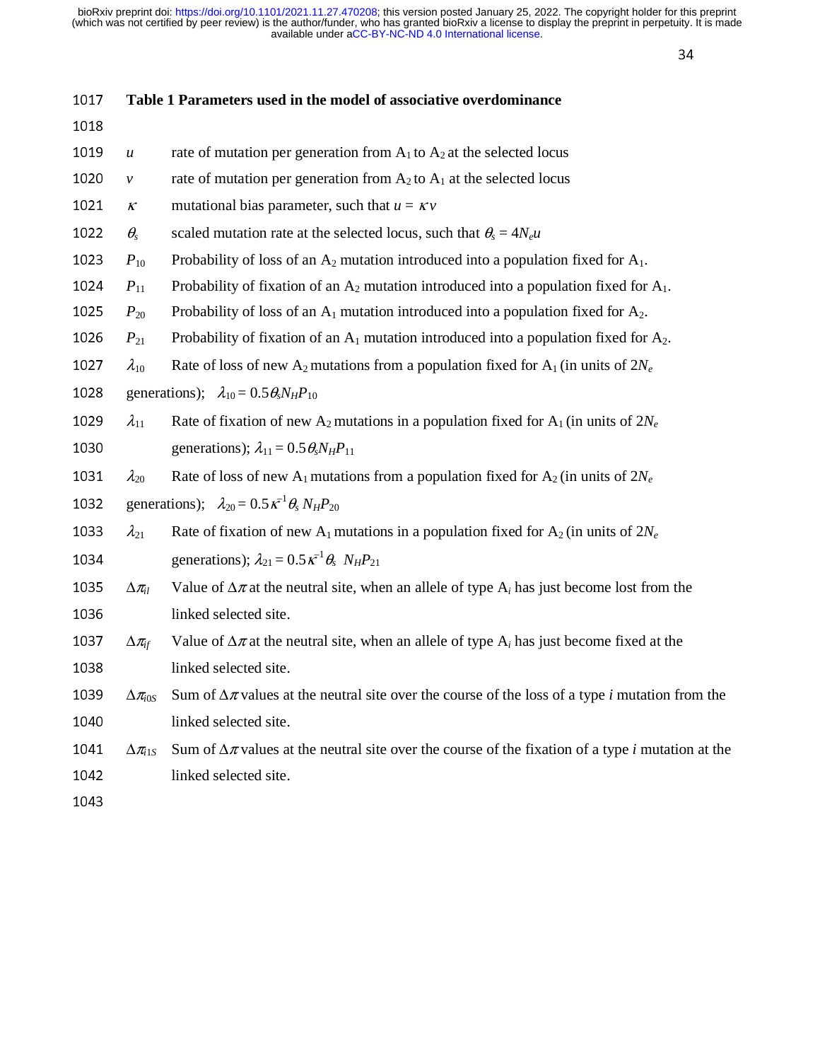**Table 1 Parameters used in the model of associative overdominance**

| Parameter | Definition |
|---|---|
| $u$ | rate of mutation per generation from $A_1$ to $A_2$ at the selected locus |
| $v$ | rate of mutation per generation from $A_2$ to $A_1$ at the selected locus |
| $\kappa$ | mutational bias parameter, such that $u = \kappa v$ |
| $\theta_s$ | scaled mutation rate at the selected locus, such that $\theta_s = 4N_e u$ |
| $P_{10}$ | Probability of loss of an $A_2$ mutation introduced into a population fixed for $A_1$. |
| $P_{11}$ | Probability of fixation of an $A_2$ mutation introduced into a population fixed for $A_1$. |
| $P_{20}$ | Probability of loss of an $A_1$ mutation introduced into a population fixed for $A_2$. |
| $P_{21}$ | Probability of fixation of an $A_1$ mutation introduced into a population fixed for $A_2$. |
| $\lambda_{10}$ | Rate of loss of new $A_2$ mutations from a population fixed for $A_1$ (in units of $2N_e$ generations); $\lambda_{10} = 0.5\theta_s N_H P_{10}$ |
| $\lambda_{11}$ | Rate of fixation of new $A_2$ mutations in a population fixed for $A_1$ (in units of $2N_e$ generations); $\lambda_{11} = 0.5\theta_s N_H P_{11}$ |
| $\lambda_{20}$ | Rate of loss of new $A_1$ mutations from a population fixed for $A_2$ (in units of $2N_e$ generations); $\lambda_{20} = 0.5\kappa^{-1}\theta_s N_H P_{20}$ |
| $\lambda_{21}$ | Rate of fixation of new $A_1$ mutations in a population fixed for $A_2$ (in units of $2N_e$ generations); $\lambda_{21} = 0.5\kappa^{-1}\theta_s N_H P_{21}$ |
| $\Delta\pi_{il}$ | Value of $\Delta\pi$ at the neutral site, when an allele of type $A_i$ has just become lost from the linked selected site. |
| $\Delta\pi_{if}$ | Value of $\Delta\pi$ at the neutral site, when an allele of type $A_i$ has just become fixed at the linked selected site. |
| $\Delta\pi_{i0S}$ | Sum of $\Delta\pi$ values at the neutral site over the course of the loss of a type *i* mutation from the linked selected site. |
| $\Delta\pi_{i1S}$ | Sum of $\Delta\pi$ values at the neutral site over the course of the fixation of a type *i* mutation at the linked selected site. |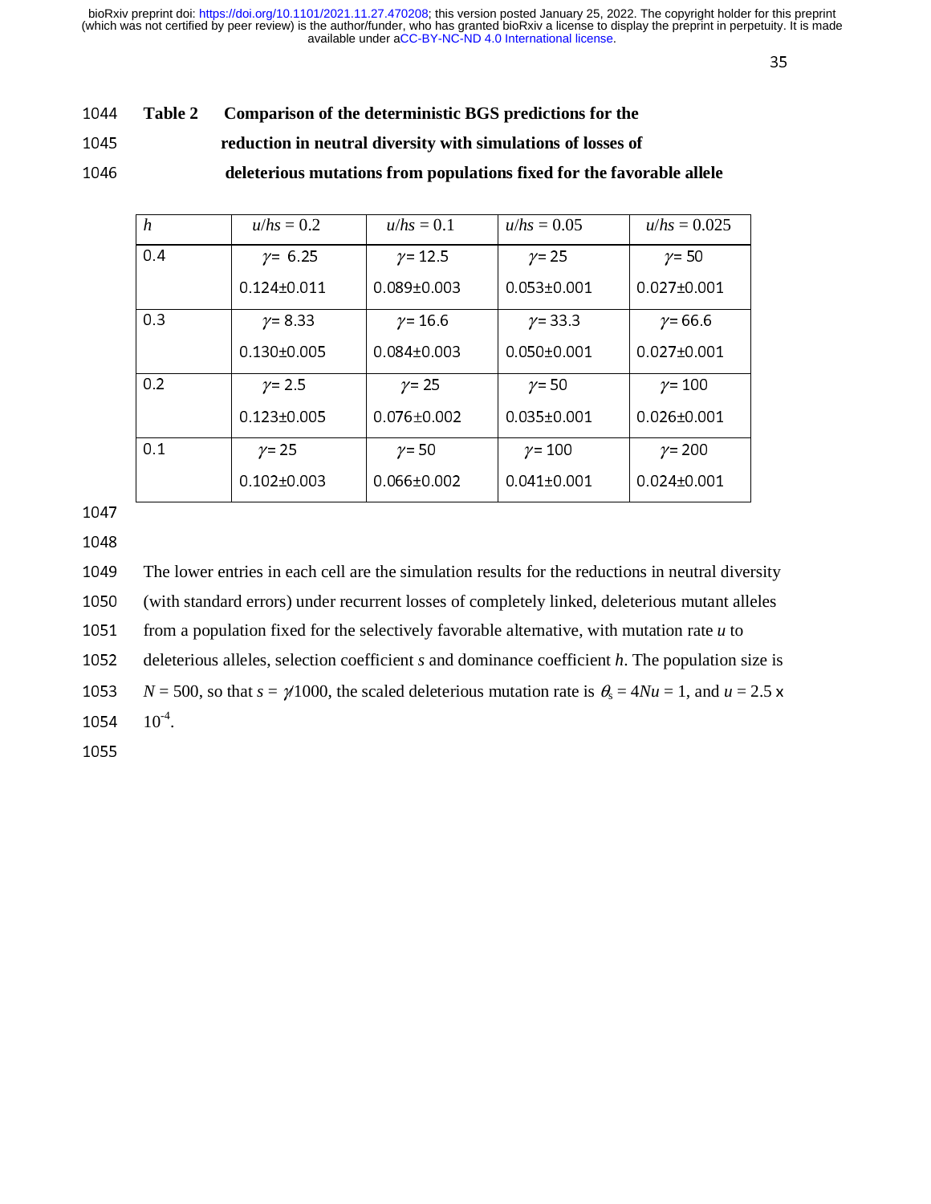**Table 2 Comparison of the deterministic BGS predictions for the reduction in neutral diversity with simulations of losses of deleterious mutations from populations fixed for the favorable allele**

| $h$ | $u/hs = 0.2$ | $u/hs = 0.1$ | $u/hs = 0.05$ | $u/hs = 0.025$ |
|---|---|---|---|---|
| 0.4 | $\gamma = 6.25$<br>0.124±0.011 | $\gamma = 12.5$<br>0.089±0.003 | $\gamma = 25$<br>0.053±0.001 | $\gamma = 50$<br>0.027±0.001 |
| 0.3 | $\gamma = 8.33$<br>0.130±0.005 | $\gamma = 16.6$<br>0.084±0.003 | $\gamma = 33.3$<br>0.050±0.001 | $\gamma = 66.6$<br>0.027±0.001 |
| 0.2 | $\gamma = 2.5$<br>0.123±0.005 | $\gamma = 25$<br>0.076±0.002 | $\gamma = 50$<br>0.035±0.001 | $\gamma = 100$<br>0.026±0.001 |
| 0.1 | $\gamma = 25$<br>0.102±0.003 | $\gamma = 50$<br>0.066±0.002 | $\gamma = 100$<br>0.041±0.001 | $\gamma = 200$<br>0.024±0.001 |

The lower entries in each cell are the simulation results for the reductions in neutral diversity (with standard errors) under recurrent losses of completely linked, deleterious mutant alleles from a population fixed for the selectively favorable alternative, with mutation rate $u$ to deleterious alleles, selection coefficient $s$ and dominance coefficient $h$. The population size is $N = 500$, so that $s = \gamma/1000$, the scaled deleterious mutation rate is $\theta_s = 4Nu = 1$, and $u = 2.5 \times 10^{-4}$.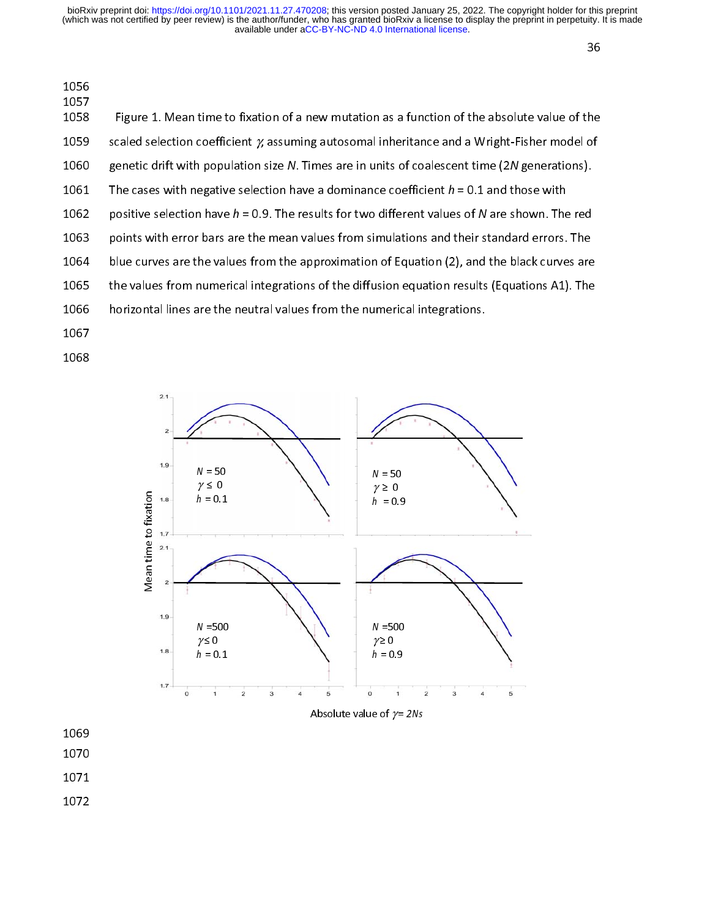Figure 1. Mean time to fixation of a new mutation as a function of the absolute value of the scaled selection coefficient $\gamma$, assuming autosomal inheritance and a Wright-Fisher model of genetic drift with population size $N$. Times are in units of coalescent time ($2N$ generations). The cases with negative selection have a dominance coefficient $h = 0.1$ and those with positive selection have $h = 0.9$. The results for two different values of $N$ are shown. The red points with error bars are the mean values from simulations and their standard errors. The blue curves are the values from the approximation of Equation (2), and the black curves are the values from numerical integrations of the diffusion equation results (Equations A1). The horizontal lines are the neutral values from the numerical integrations.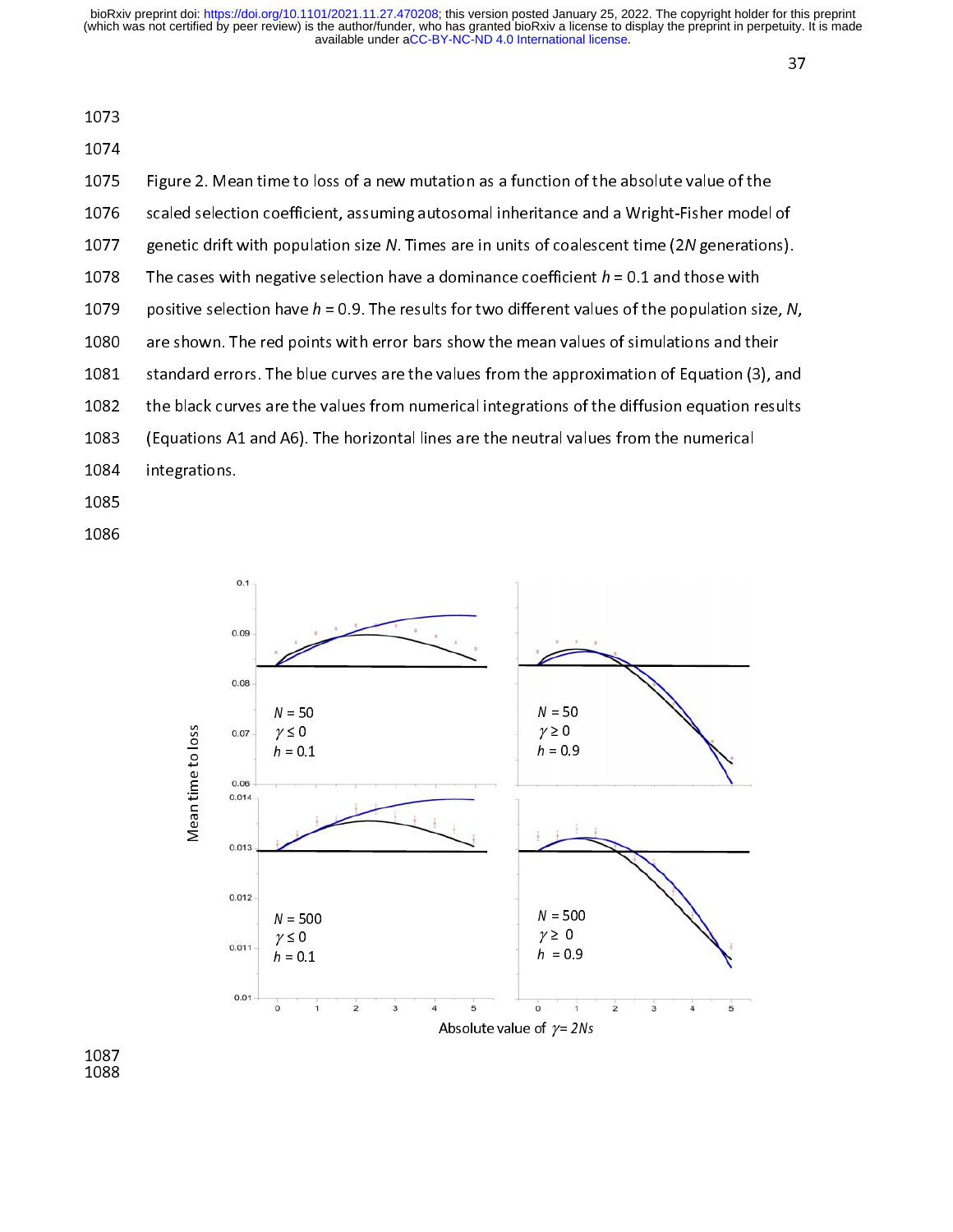Figure 2. Mean time to loss of a new mutation as a function of the absolute value of the scaled selection coefficient, assuming autosomal inheritance and a Wright-Fisher model of genetic drift with population size $N$. Times are in units of coalescent time ($2N$ generations). The cases with negative selection have a dominance coefficient $h = 0.1$ and those with positive selection have $h = 0.9$. The results for two different values of the population size, $N$, are shown. The red points with error bars show the mean values of simulations and their standard errors. The blue curves are the values from the approximation of Equation (3), and the black curves are the values from numerical integrations of the diffusion equation results (Equations A1 and A6). The horizontal lines are the neutral values from the numerical integrations.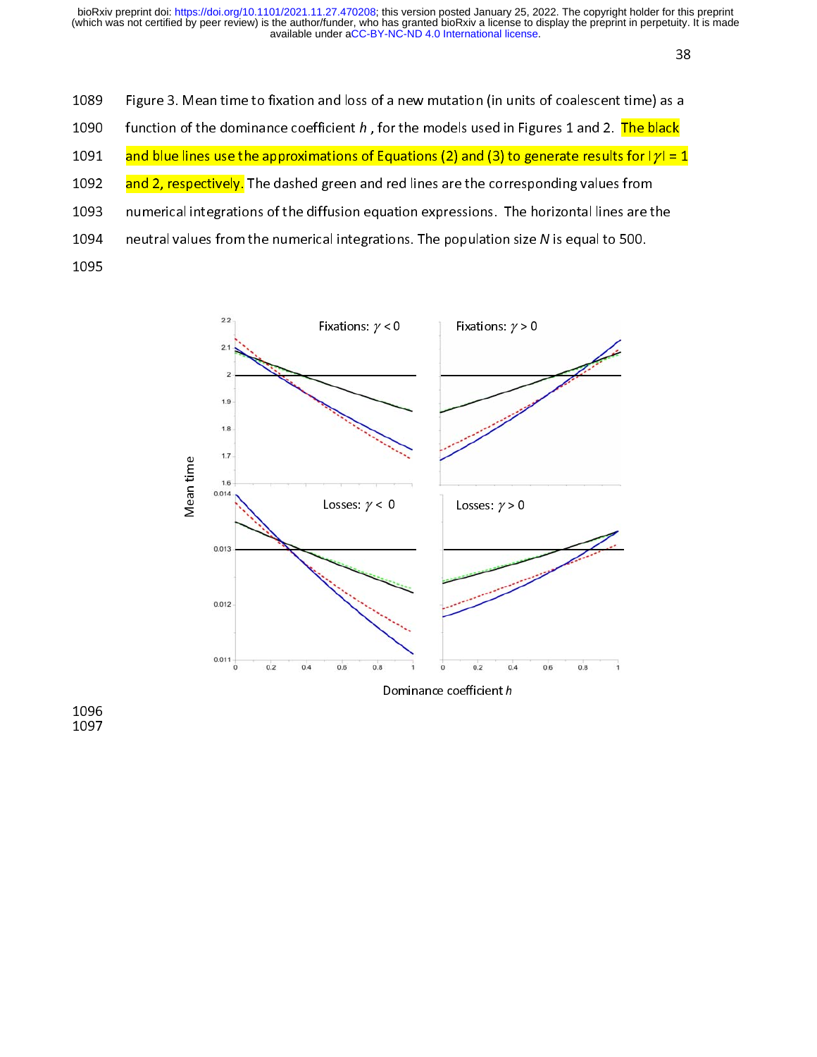Figure 3. Mean time to fixation and loss of a new mutation (in units of coalescent time) as a function of the dominance coefficient $h$, for the models used in Figures 1 and 2. The black and blue lines use the approximations of Equations (2) and (3) to generate results for $|\gamma| = 1$ and 2, respectively. The dashed green and red lines are the corresponding values from numerical integrations of the diffusion equation expressions. The horizontal lines are the neutral values from the numerical integrations. The population size $N$ is equal to 500.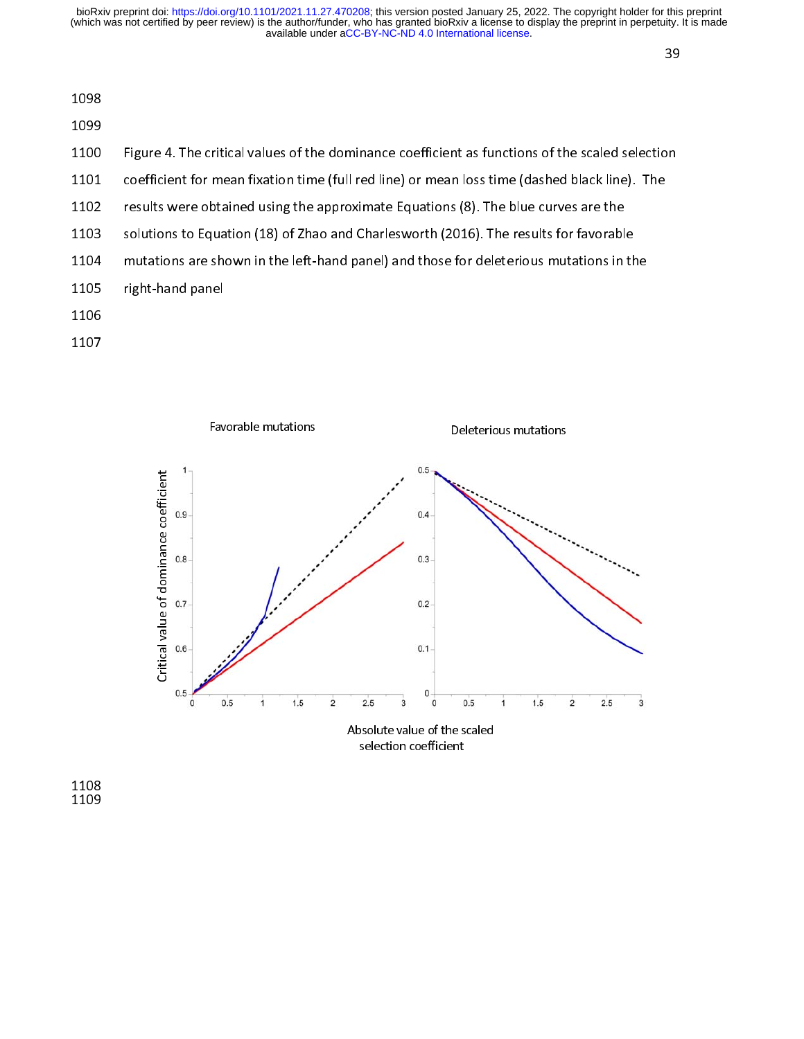Figure 4. The critical values of the dominance coefficient as functions of the scaled selection coefficient for mean fixation time (full red line) or mean loss time (dashed black line). The results were obtained using the approximate Equations (8). The blue curves are the solutions to Equation (18) of Zhao and Charlesworth (2016). The results for favorable mutations are shown in the left-hand panel) and those for deleterious mutations in the right-hand panel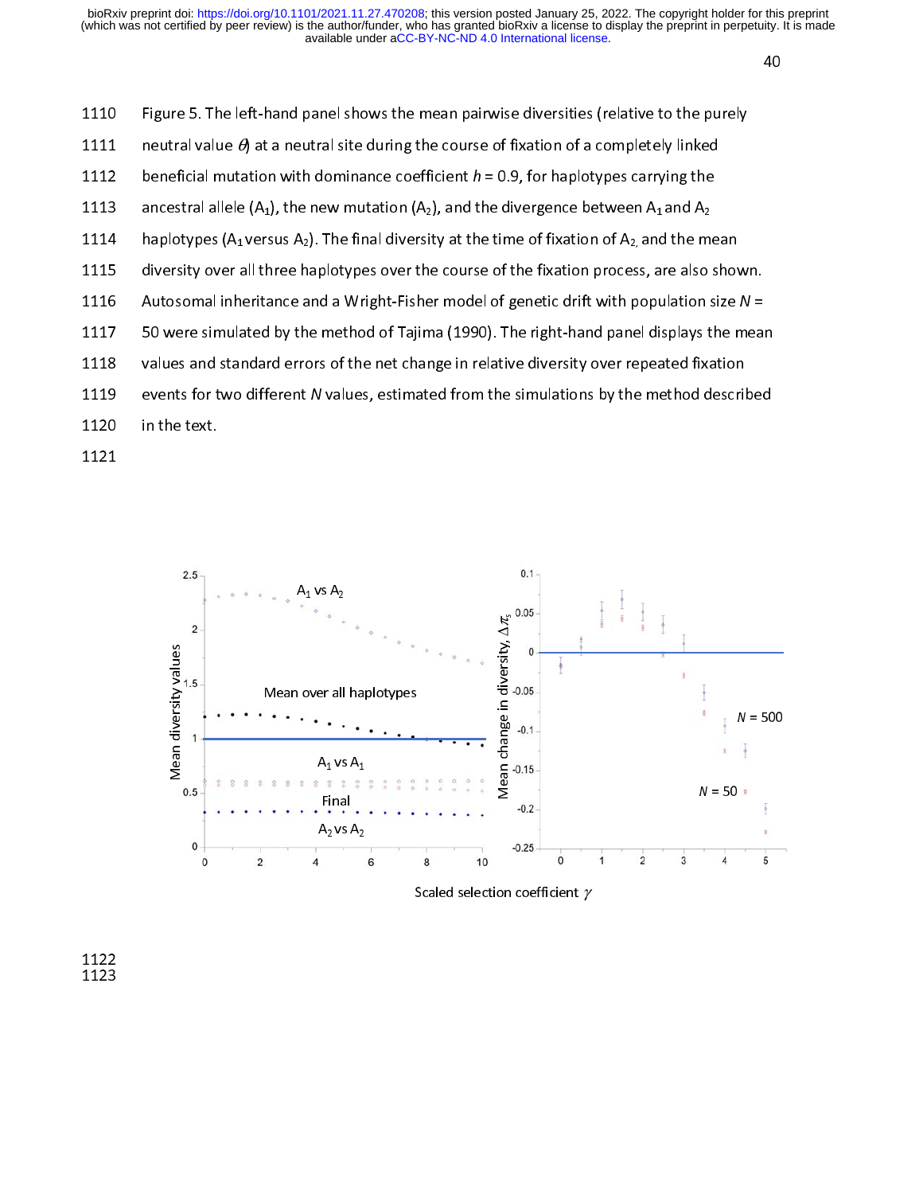Figure 5. The left-hand panel shows the mean pairwise diversities (relative to the purely neutral value $\theta$) at a neutral site during the course of fixation of a completely linked beneficial mutation with dominance coefficient $h$ = 0.9, for haplotypes carrying the ancestral allele ($A_1$), the new mutation ($A_2$), and the divergence between $A_1$ and $A_2$ haplotypes ($A_1$ versus $A_2$). The final diversity at the time of fixation of $A_2$, and the mean diversity over all three haplotypes over the course of the fixation process, are also shown. Autosomal inheritance and a Wright-Fisher model of genetic drift with population size $N$ = 50 were simulated by the method of Tajima (1990). The right-hand panel displays the mean values and standard errors of the net change in relative diversity over repeated fixation events for two different $N$ values, estimated from the simulations by the method described in the text.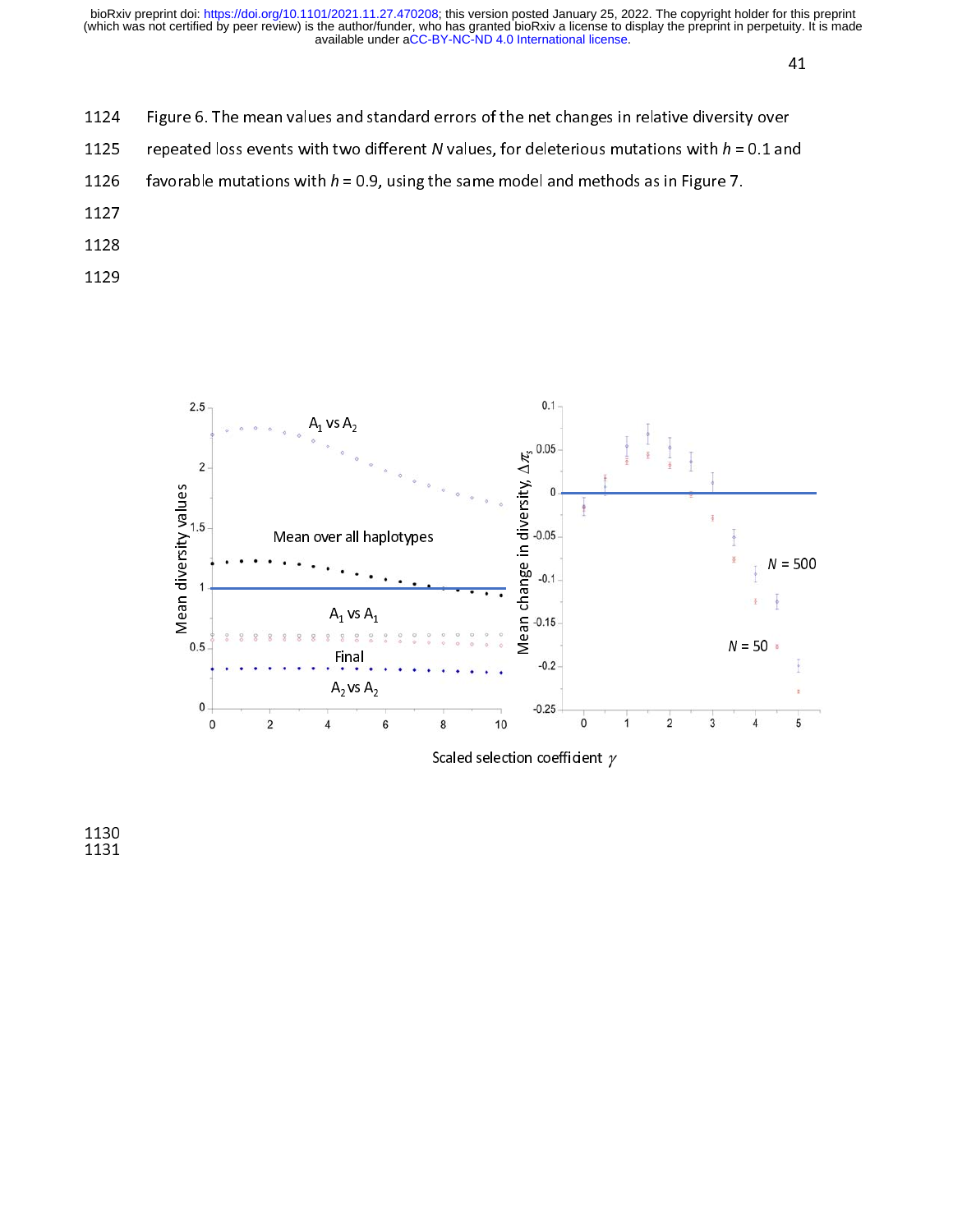Figure 6. The mean values and standard errors of the net changes in relative diversity over repeated loss events with two different $N$ values, for deleterious mutations with $h = 0.1$ and favorable mutations with $h = 0.9$, using the same model and methods as in Figure 7.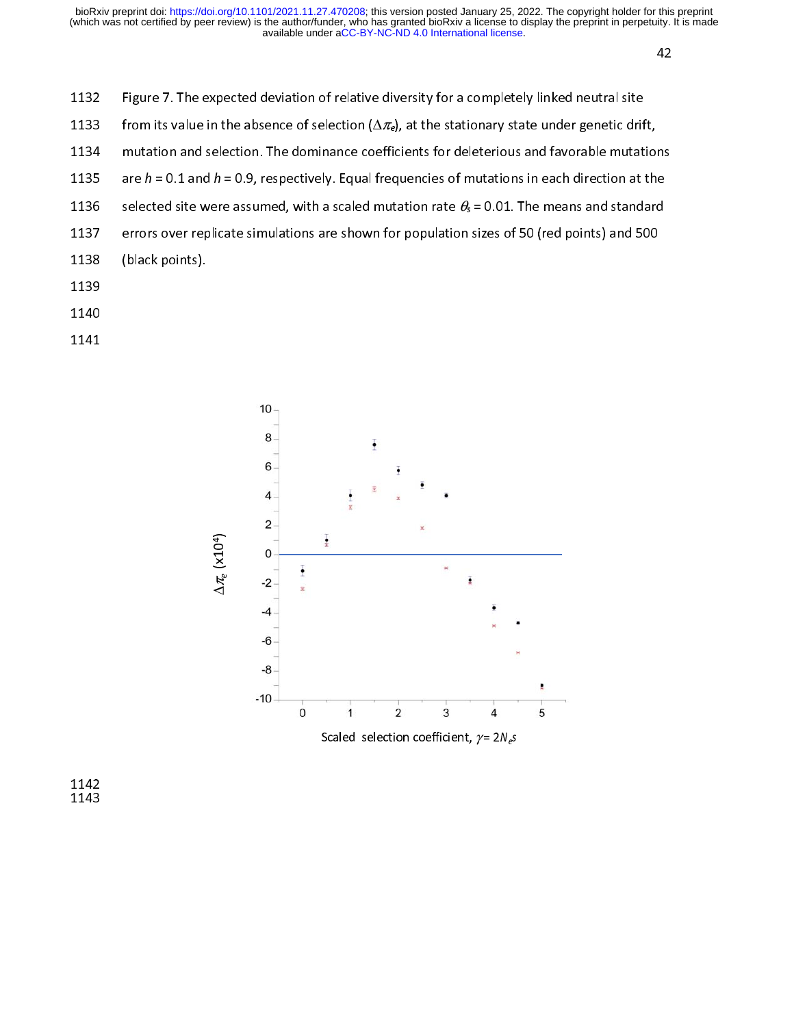Figure 7. The expected deviation of relative diversity for a completely linked neutral site from its value in the absence of selection ($\Delta\pi_e$), at the stationary state under genetic drift, mutation and selection. The dominance coefficients for deleterious and favorable mutations are $h = 0.1$ and $h = 0.9$, respectively. Equal frequencies of mutations in each direction at the selected site were assumed, with a scaled mutation rate $\theta_s = 0.01$. The means and standard errors over replicate simulations are shown for population sizes of 50 (red points) and 500 (black points).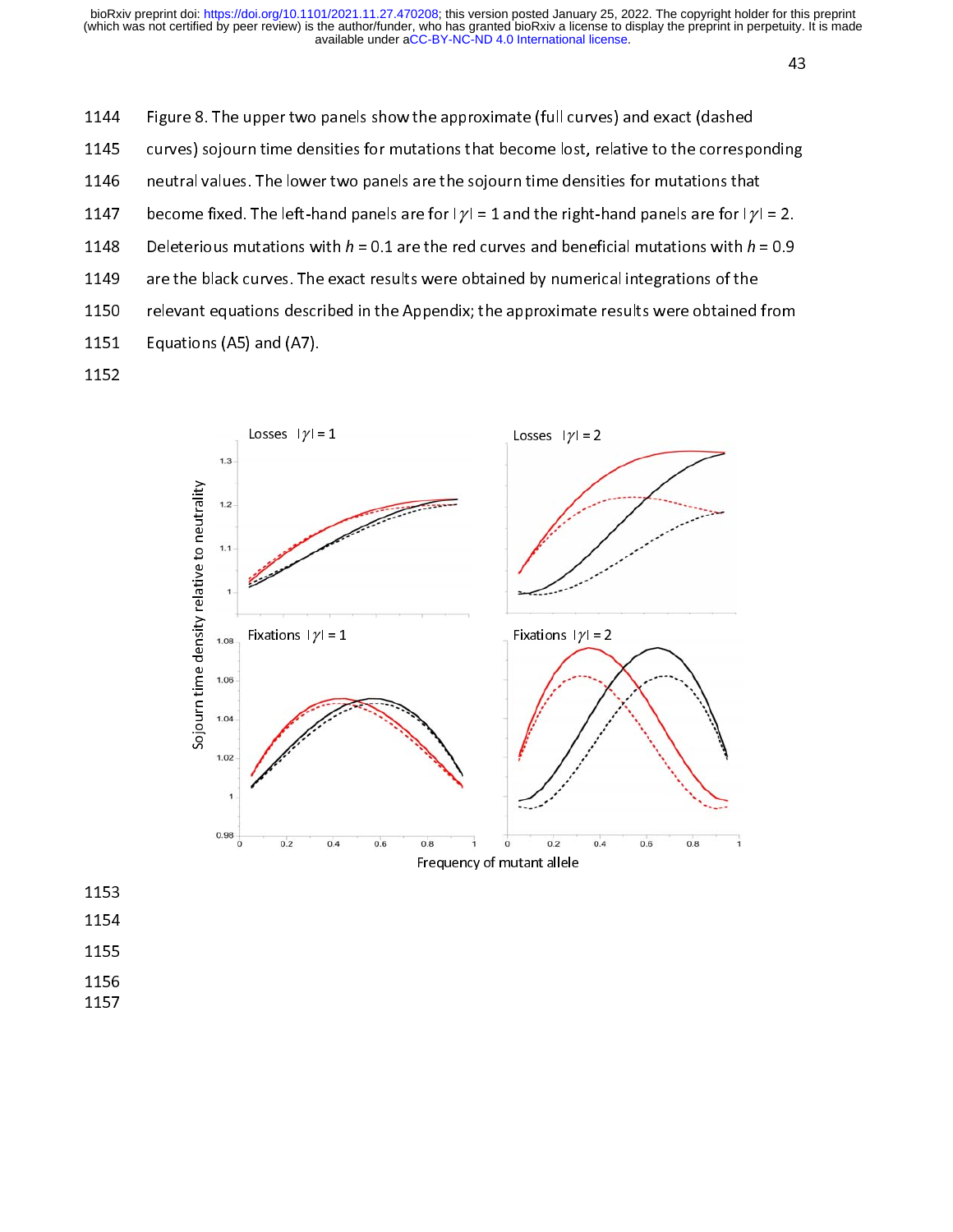Figure 8. The upper two panels show the approximate (full curves) and exact (dashed curves) sojourn time densities for mutations that become lost, relative to the corresponding neutral values. The lower two panels are the sojourn time densities for mutations that become fixed. The left-hand panels are for $|\gamma| = 1$ and the right-hand panels are for $|\gamma| = 2$. Deleterious mutations with $h = 0.1$ are the red curves and beneficial mutations with $h = 0.9$ are the black curves. The exact results were obtained by numerical integrations of the relevant equations described in the Appendix; the approximate results were obtained from Equations (A5) and (A7).

Losses $|\gamma| = 1$

Losses $|\gamma| = 2$

Fixations $|\gamma| = 1$

Fixations $|\gamma| = 2$

Sojourn time density relative to neutrality

1.3
1.2
1.1
1

1.08
1.06
1.04
1.02
1
0.98

0 0.2 0.4 0.6 0.8 1

0 0.2 0.4 0.6 0.8 1

Frequency of mutant allele